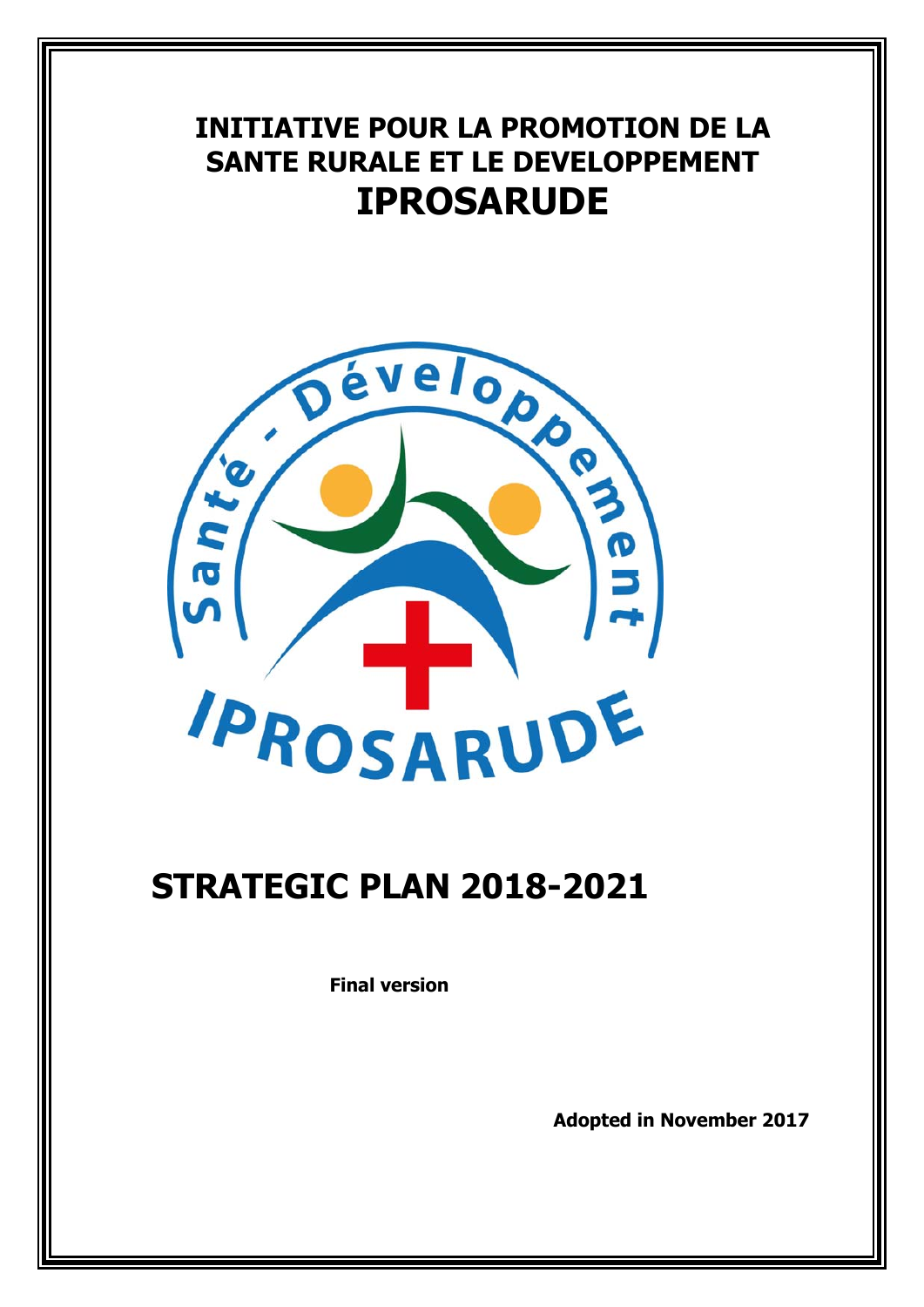# INITIATIVE POUR LA PROMOTION DE LA SANTE RURALE ET LE DEVELOPPEMENT

# IPROSARUDE

# STRATEGIC PLAN 2018-2021

**Final version**

**Adopted in November 2017**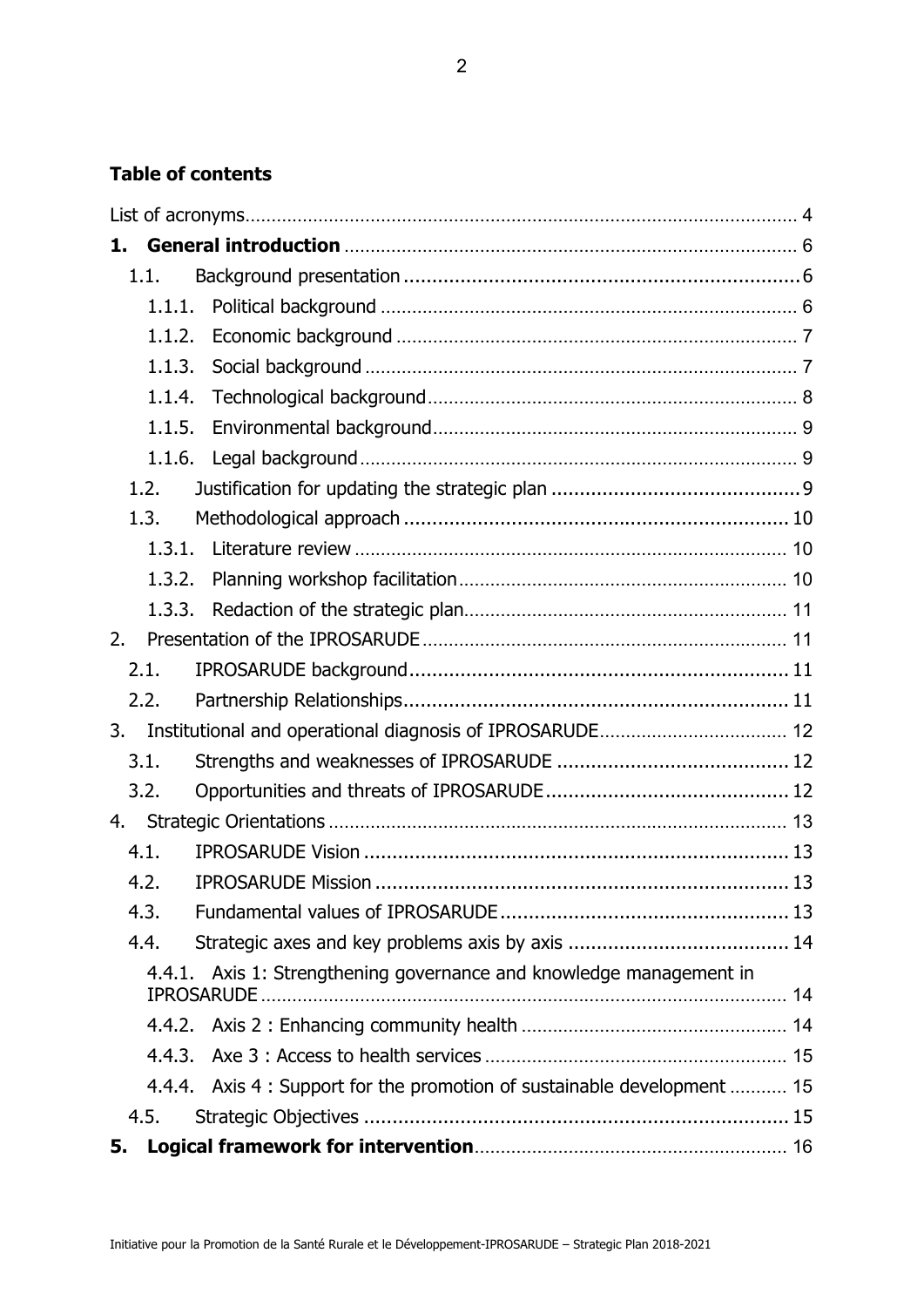## Table of contents

List of acronyms .......... 4

**1. General introduction** .......... 6

- 1.1. Background presentation .......... 6
  - 1.1.1. Political background .......... 6
  - 1.1.2. Economic background .......... 7
  - 1.1.3. Social background .......... 7
  - 1.1.4. Technological background .......... 8
  - 1.1.5. Environmental background .......... 9
  - 1.1.6. Legal background .......... 9
- 1.2. Justification for updating the strategic plan .......... 9
- 1.3. Methodological approach .......... 10
  - 1.3.1. Literature review .......... 10
  - 1.3.2. Planning workshop facilitation .......... 10
  - 1.3.3. Redaction of the strategic plan .......... 11

2. Presentation of the IPROSARUDE .......... 11

- 2.1. IPROSARUDE background .......... 11
- 2.2. Partnership Relationships .......... 11

3. Institutional and operational diagnosis of IPROSARUDE .......... 12

- 3.1. Strengths and weaknesses of IPROSARUDE .......... 12
- 3.2. Opportunities and threats of IPROSARUDE .......... 12

4. Strategic Orientations .......... 13

- 4.1. IPROSARUDE Vision .......... 13
- 4.2. IPROSARUDE Mission .......... 13
- 4.3. Fundamental values of IPROSARUDE .......... 13
- 4.4. Strategic axes and key problems axis by axis .......... 14
  - 4.4.1. Axis 1: Strengthening governance and knowledge management in IPROSARUDE .......... 14
  - 4.4.2. Axis 2 : Enhancing community health .......... 14
  - 4.4.3. Axe 3 : Access to health services .......... 15
  - 4.4.4. Axis 4 : Support for the promotion of sustainable development .......... 15
- 4.5. Strategic Objectives .......... 15

**5. Logical framework for intervention** .......... 16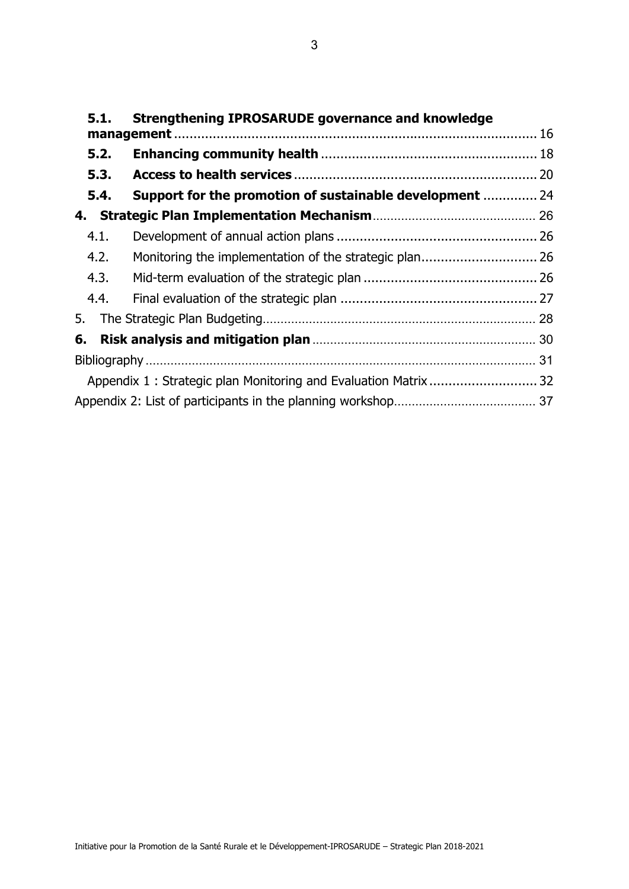**5.1. Strengthening IPROSARUDE governance and knowledge management** ........ 16

**5.2. Enhancing community health** ........ 18

**5.3. Access to health services** ........ 20

**5.4. Support for the promotion of sustainable development** ........ 24

**4. Strategic Plan Implementation Mechanism** ........ 26

4.1. Development of annual action plans ........ 26

4.2. Monitoring the implementation of the strategic plan ........ 26

4.3. Mid-term evaluation of the strategic plan ........ 26

4.4. Final evaluation of the strategic plan ........ 27

5. The Strategic Plan Budgeting ........ 28

**6. Risk analysis and mitigation plan** ........ 30

Bibliography ........ 31

Appendix 1 : Strategic plan Monitoring and Evaluation Matrix ........ 32

Appendix 2: List of participants in the planning workshop ........ 37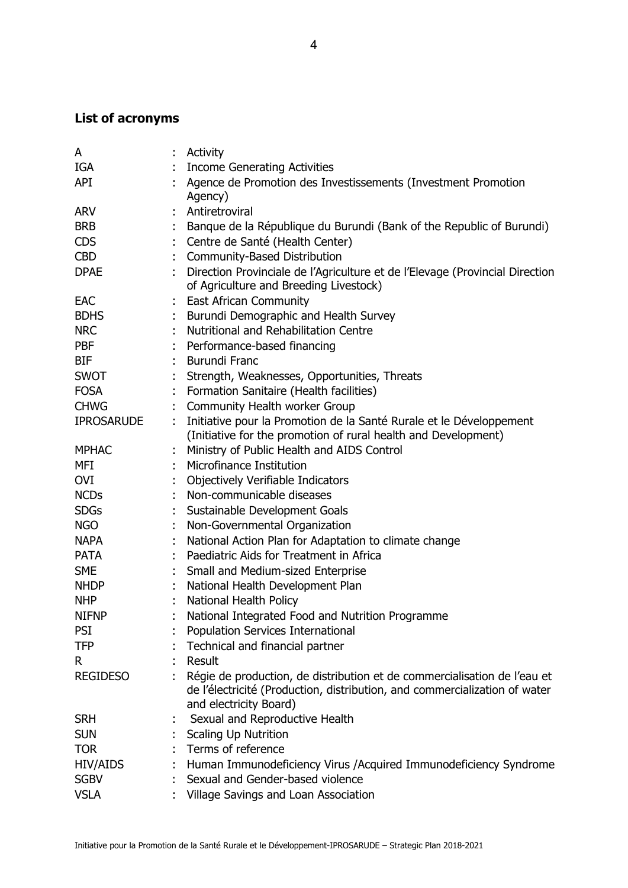## List of acronyms

| | | |
|---|---|---|
| A | : | Activity |
| IGA | : | Income Generating Activities |
| API | : | Agence de Promotion des Investissements (Investment Promotion Agency) |
| ARV | : | Antiretroviral |
| BRB | : | Banque de la République du Burundi (Bank of the Republic of Burundi) |
| CDS | : | Centre de Santé (Health Center) |
| CBD | : | Community-Based Distribution |
| DPAE | : | Direction Provinciale de l'Agriculture et de l'Elevage (Provincial Direction of Agriculture and Breeding Livestock) |
| EAC | : | East African Community |
| BDHS | : | Burundi Demographic and Health Survey |
| NRC | : | Nutritional and Rehabilitation Centre |
| PBF | : | Performance-based financing |
| BIF | : | Burundi Franc |
| SWOT | : | Strength, Weaknesses, Opportunities, Threats |
| FOSA | : | Formation Sanitaire (Health facilities) |
| CHWG | : | Community Health worker Group |
| IPROSARUDE | : | Initiative pour la Promotion de la Santé Rurale et le Développement (Initiative for the promotion of rural health and Development) |
| MPHAC | : | Ministry of Public Health and AIDS Control |
| MFI | : | Microfinance Institution |
| OVI | : | Objectively Verifiable Indicators |
| NCDs | : | Non-communicable diseases |
| SDGs | : | Sustainable Development Goals |
| NGO | : | Non-Governmental Organization |
| NAPA | : | National Action Plan for Adaptation to climate change |
| PATA | : | Paediatric Aids for Treatment in Africa |
| SME | : | Small and Medium-sized Enterprise |
| NHDP | : | National Health Development Plan |
| NHP | : | National Health Policy |
| NIFNP | : | National Integrated Food and Nutrition Programme |
| PSI | : | Population Services International |
| TFP | : | Technical and financial partner |
| R | : | Result |
| REGIDESO | : | Régie de production, de distribution et de commercialisation de l'eau et de l'électricité (Production, distribution, and commercialization of water and electricity Board) |
| SRH | : | Sexual and Reproductive Health |
| SUN | : | Scaling Up Nutrition |
| TOR | : | Terms of reference |
| HIV/AIDS | : | Human Immunodeficiency Virus /Acquired Immunodeficiency Syndrome |
| SGBV | : | Sexual and Gender-based violence |
| VSLA | : | Village Savings and Loan Association |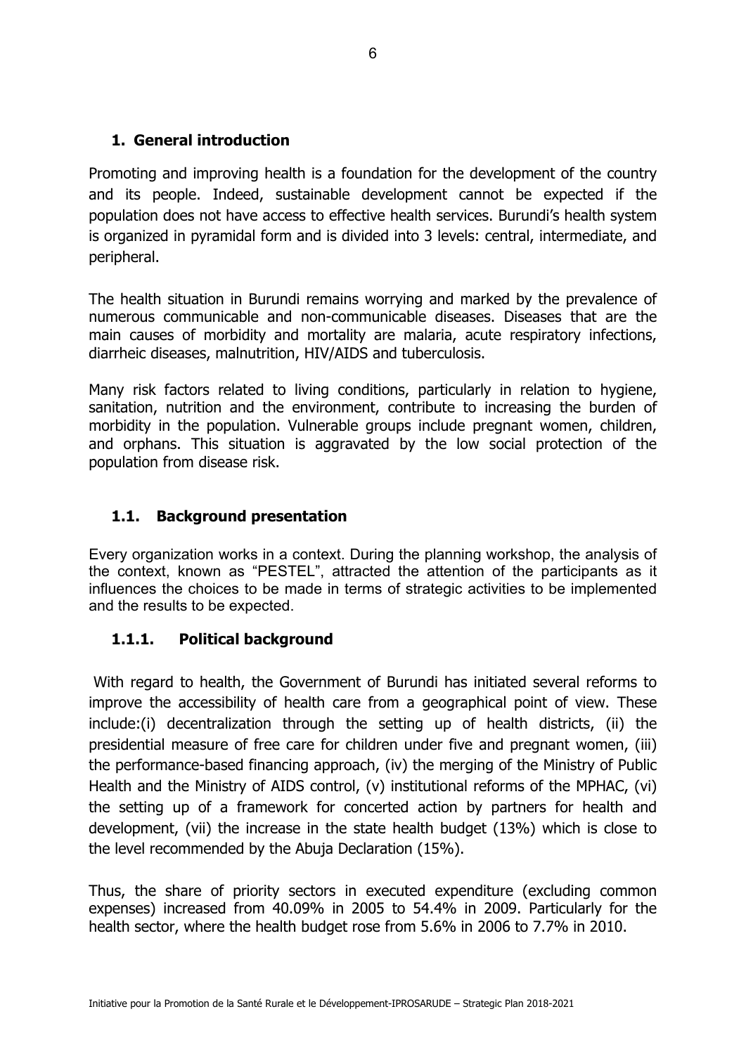## 1. General introduction

Promoting and improving health is a foundation for the development of the country and its people. Indeed, sustainable development cannot be expected if the population does not have access to effective health services. Burundi's health system is organized in pyramidal form and is divided into 3 levels: central, intermediate, and peripheral.

The health situation in Burundi remains worrying and marked by the prevalence of numerous communicable and non-communicable diseases. Diseases that are the main causes of morbidity and mortality are malaria, acute respiratory infections, diarrheic diseases, malnutrition, HIV/AIDS and tuberculosis.

Many risk factors related to living conditions, particularly in relation to hygiene, sanitation, nutrition and the environment, contribute to increasing the burden of morbidity in the population. Vulnerable groups include pregnant women, children, and orphans. This situation is aggravated by the low social protection of the population from disease risk.

### 1.1. Background presentation

Every organization works in a context. During the planning workshop, the analysis of the context, known as "PESTEL", attracted the attention of the participants as it influences the choices to be made in terms of strategic activities to be implemented and the results to be expected.

#### 1.1.1. Political background

With regard to health, the Government of Burundi has initiated several reforms to improve the accessibility of health care from a geographical point of view. These include:(i) decentralization through the setting up of health districts, (ii) the presidential measure of free care for children under five and pregnant women, (iii) the performance-based financing approach, (iv) the merging of the Ministry of Public Health and the Ministry of AIDS control, (v) institutional reforms of the MPHAC, (vi) the setting up of a framework for concerted action by partners for health and development, (vii) the increase in the state health budget (13%) which is close to the level recommended by the Abuja Declaration (15%).

Thus, the share of priority sectors in executed expenditure (excluding common expenses) increased from 40.09% in 2005 to 54.4% in 2009. Particularly for the health sector, where the health budget rose from 5.6% in 2006 to 7.7% in 2010.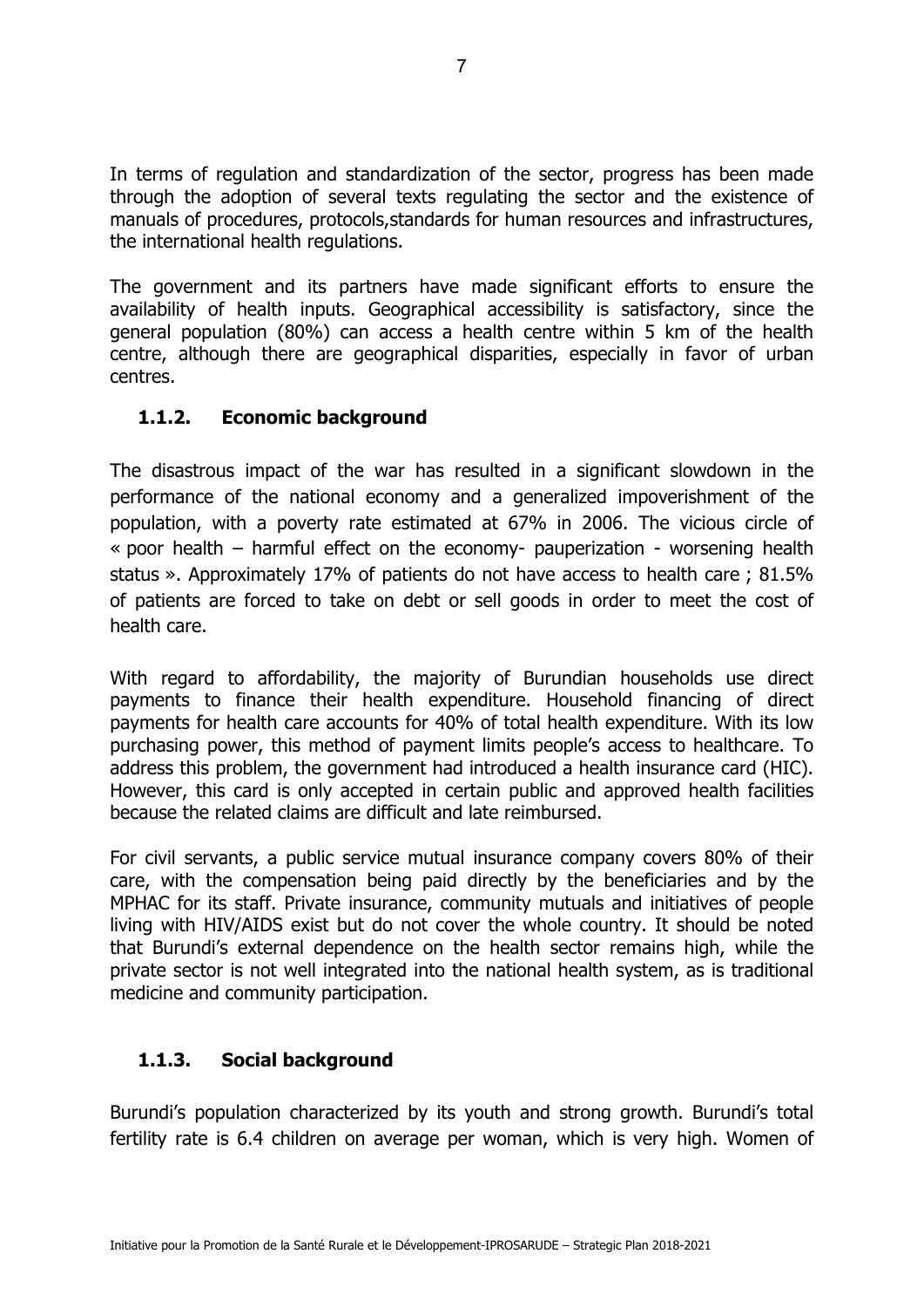In terms of regulation and standardization of the sector, progress has been made through the adoption of several texts regulating the sector and the existence of manuals of procedures, protocols,standards for human resources and infrastructures, the international health regulations.

The government and its partners have made significant efforts to ensure the availability of health inputs. Geographical accessibility is satisfactory, since the general population (80%) can access a health centre within 5 km of the health centre, although there are geographical disparities, especially in favor of urban centres.

### 1.1.2. Economic background

The disastrous impact of the war has resulted in a significant slowdown in the performance of the national economy and a generalized impoverishment of the population, with a poverty rate estimated at 67% in 2006. The vicious circle of « poor health – harmful effect on the economy- pauperization - worsening health status ». Approximately 17% of patients do not have access to health care ; 81.5% of patients are forced to take on debt or sell goods in order to meet the cost of health care.

With regard to affordability, the majority of Burundian households use direct payments to finance their health expenditure. Household financing of direct payments for health care accounts for 40% of total health expenditure. With its low purchasing power, this method of payment limits people's access to healthcare. To address this problem, the government had introduced a health insurance card (HIC). However, this card is only accepted in certain public and approved health facilities because the related claims are difficult and late reimbursed.

For civil servants, a public service mutual insurance company covers 80% of their care, with the compensation being paid directly by the beneficiaries and by the MPHAC for its staff. Private insurance, community mutuals and initiatives of people living with HIV/AIDS exist but do not cover the whole country. It should be noted that Burundi's external dependence on the health sector remains high, while the private sector is not well integrated into the national health system, as is traditional medicine and community participation.

### 1.1.3. Social background

Burundi's population characterized by its youth and strong growth. Burundi's total fertility rate is 6.4 children on average per woman, which is very high. Women of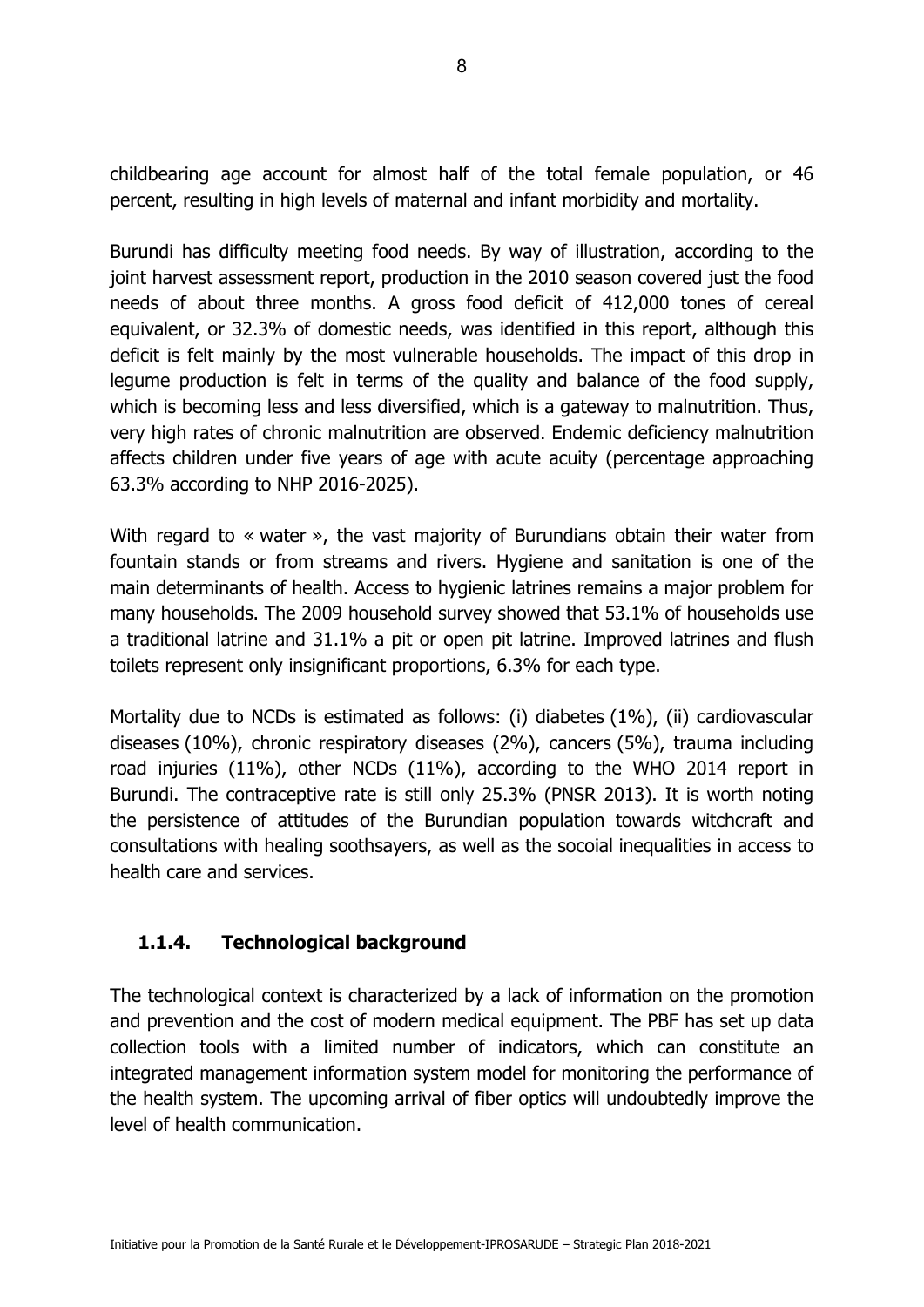childbearing age account for almost half of the total female population, or 46 percent, resulting in high levels of maternal and infant morbidity and mortality.

Burundi has difficulty meeting food needs. By way of illustration, according to the joint harvest assessment report, production in the 2010 season covered just the food needs of about three months. A gross food deficit of 412,000 tones of cereal equivalent, or 32.3% of domestic needs, was identified in this report, although this deficit is felt mainly by the most vulnerable households. The impact of this drop in legume production is felt in terms of the quality and balance of the food supply, which is becoming less and less diversified, which is a gateway to malnutrition. Thus, very high rates of chronic malnutrition are observed. Endemic deficiency malnutrition affects children under five years of age with acute acuity (percentage approaching 63.3% according to NHP 2016-2025).

With regard to « water », the vast majority of Burundians obtain their water from fountain stands or from streams and rivers. Hygiene and sanitation is one of the main determinants of health. Access to hygienic latrines remains a major problem for many households. The 2009 household survey showed that 53.1% of households use a traditional latrine and 31.1% a pit or open pit latrine. Improved latrines and flush toilets represent only insignificant proportions, 6.3% for each type.

Mortality due to NCDs is estimated as follows: (i) diabetes (1%), (ii) cardiovascular diseases (10%), chronic respiratory diseases (2%), cancers (5%), trauma including road injuries (11%), other NCDs (11%), according to the WHO 2014 report in Burundi. The contraceptive rate is still only 25.3% (PNSR 2013). It is worth noting the persistence of attitudes of the Burundian population towards witchcraft and consultations with healing soothsayers, as well as the socoial inequalities in access to health care and services.

### 1.1.4. Technological background

The technological context is characterized by a lack of information on the promotion and prevention and the cost of modern medical equipment. The PBF has set up data collection tools with a limited number of indicators, which can constitute an integrated management information system model for monitoring the performance of the health system. The upcoming arrival of fiber optics will undoubtedly improve the level of health communication.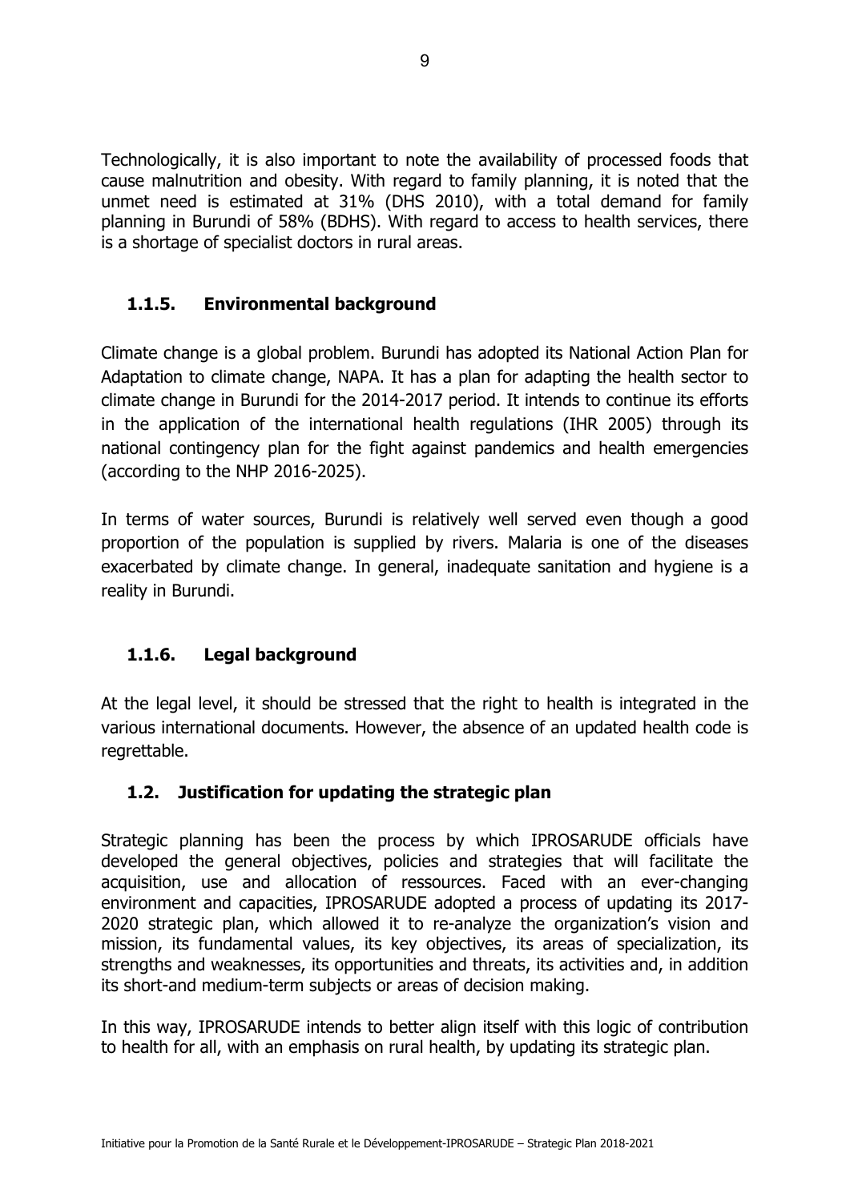Technologically, it is also important to note the availability of processed foods that cause malnutrition and obesity. With regard to family planning, it is noted that the unmet need is estimated at 31% (DHS 2010), with a total demand for family planning in Burundi of 58% (BDHS). With regard to access to health services, there is a shortage of specialist doctors in rural areas.

### 1.1.5. Environmental background

Climate change is a global problem. Burundi has adopted its National Action Plan for Adaptation to climate change, NAPA. It has a plan for adapting the health sector to climate change in Burundi for the 2014-2017 period. It intends to continue its efforts in the application of the international health regulations (IHR 2005) through its national contingency plan for the fight against pandemics and health emergencies (according to the NHP 2016-2025).

In terms of water sources, Burundi is relatively well served even though a good proportion of the population is supplied by rivers. Malaria is one of the diseases exacerbated by climate change. In general, inadequate sanitation and hygiene is a reality in Burundi.

### 1.1.6. Legal background

At the legal level, it should be stressed that the right to health is integrated in the various international documents. However, the absence of an updated health code is regrettable.

## 1.2. Justification for updating the strategic plan

Strategic planning has been the process by which IPROSARUDE officials have developed the general objectives, policies and strategies that will facilitate the acquisition, use and allocation of ressources. Faced with an ever-changing environment and capacities, IPROSARUDE adopted a process of updating its 2017-2020 strategic plan, which allowed it to re-analyze the organization's vision and mission, its fundamental values, its key objectives, its areas of specialization, its strengths and weaknesses, its opportunities and threats, its activities and, in addition its short-and medium-term subjects or areas of decision making.

In this way, IPROSARUDE intends to better align itself with this logic of contribution to health for all, with an emphasis on rural health, by updating its strategic plan.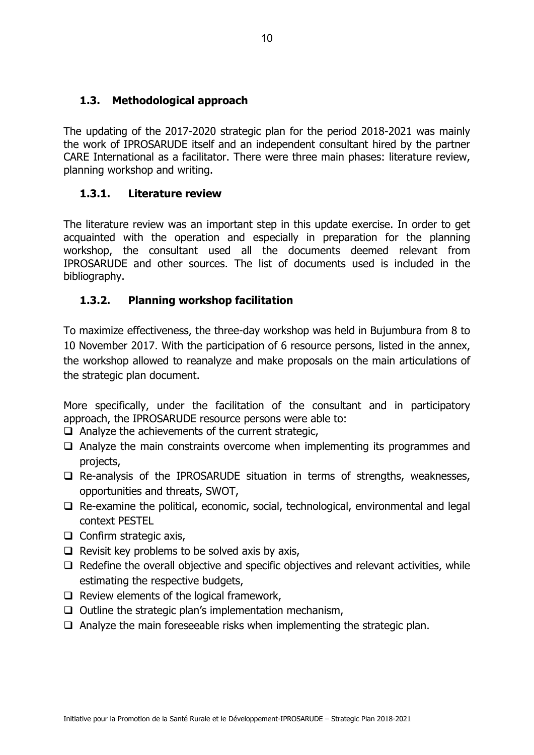## 1.3. Methodological approach

The updating of the 2017-2020 strategic plan for the period 2018-2021 was mainly the work of IPROSARUDE itself and an independent consultant hired by the partner CARE International as a facilitator. There were three main phases: literature review, planning workshop and writing.

### 1.3.1. Literature review

The literature review was an important step in this update exercise. In order to get acquainted with the operation and especially in preparation for the planning workshop, the consultant used all the documents deemed relevant from IPROSARUDE and other sources. The list of documents used is included in the bibliography.

### 1.3.2. Planning workshop facilitation

To maximize effectiveness, the three-day workshop was held in Bujumbura from 8 to 10 November 2017. With the participation of 6 resource persons, listed in the annex, the workshop allowed to reanalyze and make proposals on the main articulations of the strategic plan document.

More specifically, under the facilitation of the consultant and in participatory approach, the IPROSARUDE resource persons were able to:

- Analyze the achievements of the current strategic,
- Analyze the main constraints overcome when implementing its programmes and projects,
- Re-analysis of the IPROSARUDE situation in terms of strengths, weaknesses, opportunities and threats, SWOT,
- Re-examine the political, economic, social, technological, environmental and legal context PESTEL
- Confirm strategic axis,
- Revisit key problems to be solved axis by axis,
- Redefine the overall objective and specific objectives and relevant activities, while estimating the respective budgets,
- Review elements of the logical framework,
- Outline the strategic plan's implementation mechanism,
- Analyze the main foreseeable risks when implementing the strategic plan.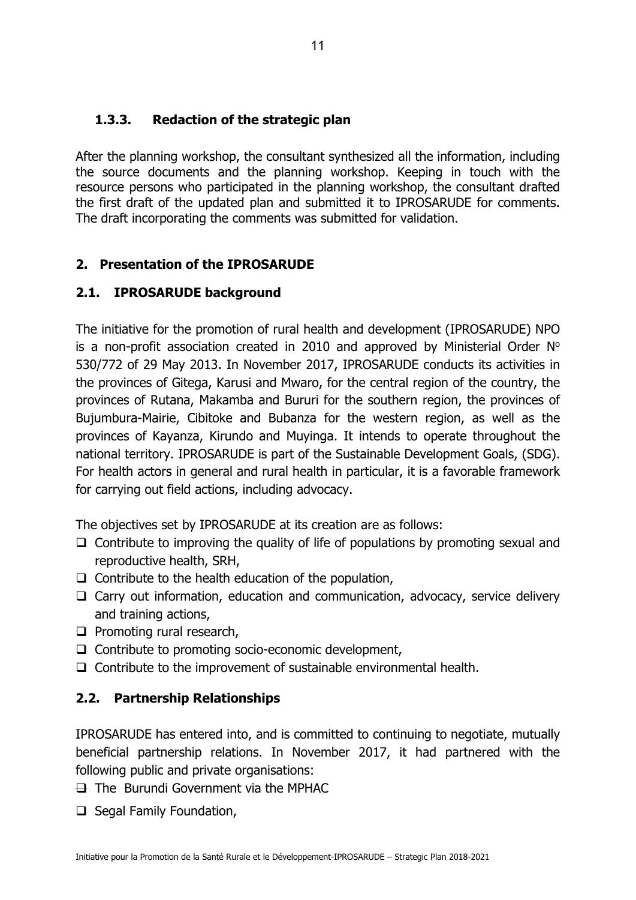### 1.3.3. Redaction of the strategic plan

After the planning workshop, the consultant synthesized all the information, including the source documents and the planning workshop. Keeping in touch with the resource persons who participated in the planning workshop, the consultant drafted the first draft of the updated plan and submitted it to IPROSARUDE for comments. The draft incorporating the comments was submitted for validation.

## 2. Presentation of the IPROSARUDE

### 2.1. IPROSARUDE background

The initiative for the promotion of rural health and development (IPROSARUDE) NPO is a non-profit association created in 2010 and approved by Ministerial Order N° 530/772 of 29 May 2013. In November 2017, IPROSARUDE conducts its activities in the provinces of Gitega, Karusi and Mwaro, for the central region of the country, the provinces of Rutana, Makamba and Bururi for the southern region, the provinces of Bujumbura-Mairie, Cibitoke and Bubanza for the western region, as well as the provinces of Kayanza, Kirundo and Muyinga. It intends to operate throughout the national territory. IPROSARUDE is part of the Sustainable Development Goals, (SDG). For health actors in general and rural health in particular, it is a favorable framework for carrying out field actions, including advocacy.

The objectives set by IPROSARUDE at its creation are as follows:

- ❑ Contribute to improving the quality of life of populations by promoting sexual and reproductive health, SRH,
- ❑ Contribute to the health education of the population,
- ❑ Carry out information, education and communication, advocacy, service delivery and training actions,
- ❑ Promoting rural research,
- ❑ Contribute to promoting socio-economic development,
- ❑ Contribute to the improvement of sustainable environmental health.

### 2.2. Partnership Relationships

IPROSARUDE has entered into, and is committed to continuing to negotiate, mutually beneficial partnership relations. In November 2017, it had partnered with the following public and private organisations:

- ❑ The Burundi Government via the MPHAC
- ❑ Segal Family Foundation,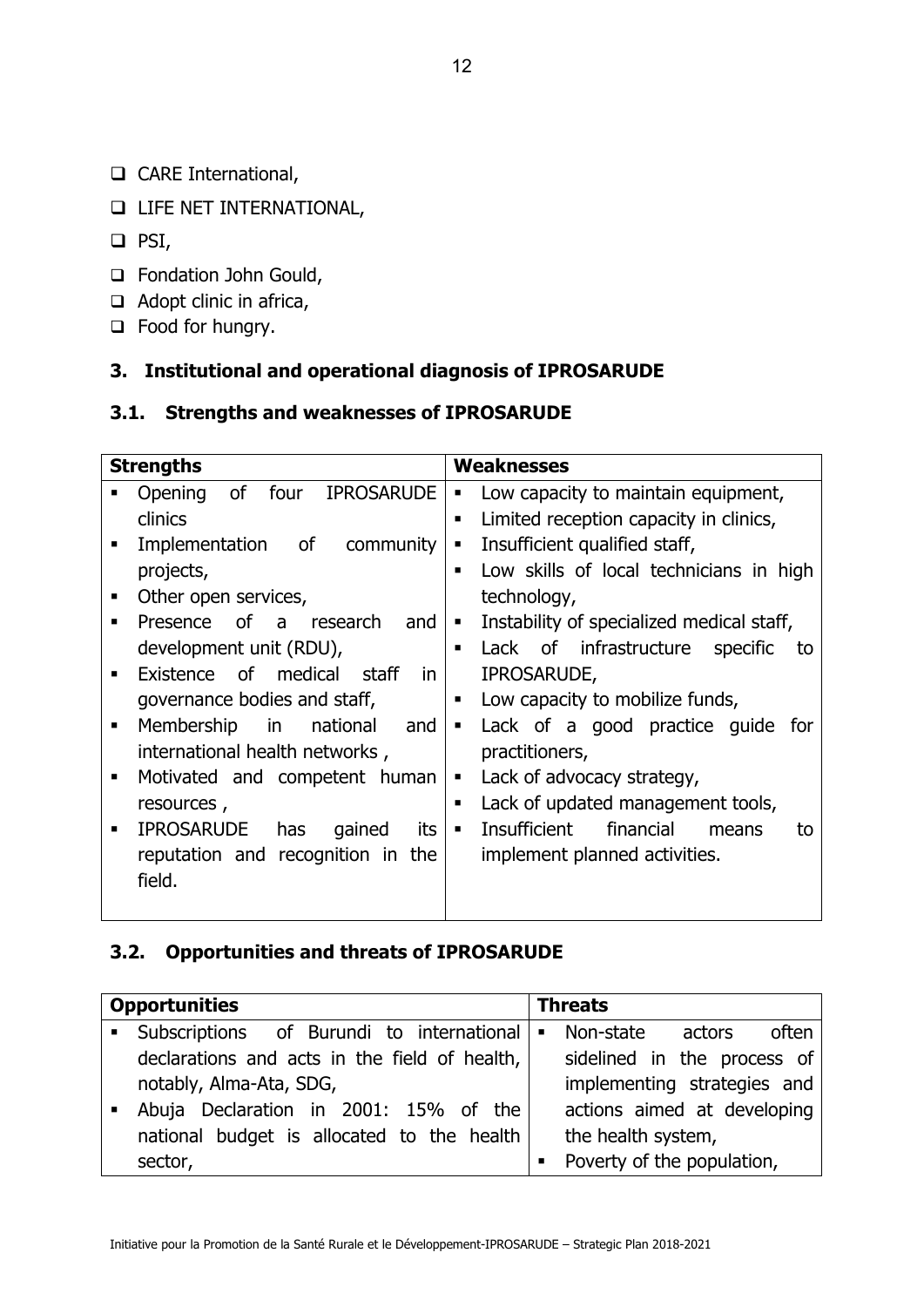- CARE International,
- LIFE NET INTERNATIONAL,
- PSI,
- Fondation John Gould,
- Adopt clinic in africa,
- Food for hungry.

## 3. Institutional and operational diagnosis of IPROSARUDE

### 3.1. Strengths and weaknesses of IPROSARUDE

| Strengths | Weaknesses |
|---|---|
| ▪ Opening of four IPROSARUDE clinics<br>▪ Implementation of community projects,<br>▪ Other open services,<br>▪ Presence of a research and development unit (RDU),<br>▪ Existence of medical staff in governance bodies and staff,<br>▪ Membership in national and international health networks ,<br>▪ Motivated and competent human resources ,<br>▪ IPROSARUDE has gained its reputation and recognition in the field. | ▪ Low capacity to maintain equipment,<br>▪ Limited reception capacity in clinics,<br>▪ Insufficient qualified staff,<br>▪ Low skills of local technicians in high technology,<br>▪ Instability of specialized medical staff,<br>▪ Lack of infrastructure specific to IPROSARUDE,<br>▪ Low capacity to mobilize funds,<br>▪ Lack of a good practice guide for practitioners,<br>▪ Lack of advocacy strategy,<br>▪ Lack of updated management tools,<br>▪ Insufficient financial means to implement planned activities. |

### 3.2. Opportunities and threats of IPROSARUDE

| Opportunities | Threats |
|---|---|
| ▪ Subscriptions of Burundi to international declarations and acts in the field of health, notably, Alma-Ata, SDG,<br>▪ Abuja Declaration in 2001: 15% of the national budget is allocated to the health sector, | ▪ Non-state actors often sidelined in the process of implementing strategies and actions aimed at developing the health system,<br>▪ Poverty of the population, |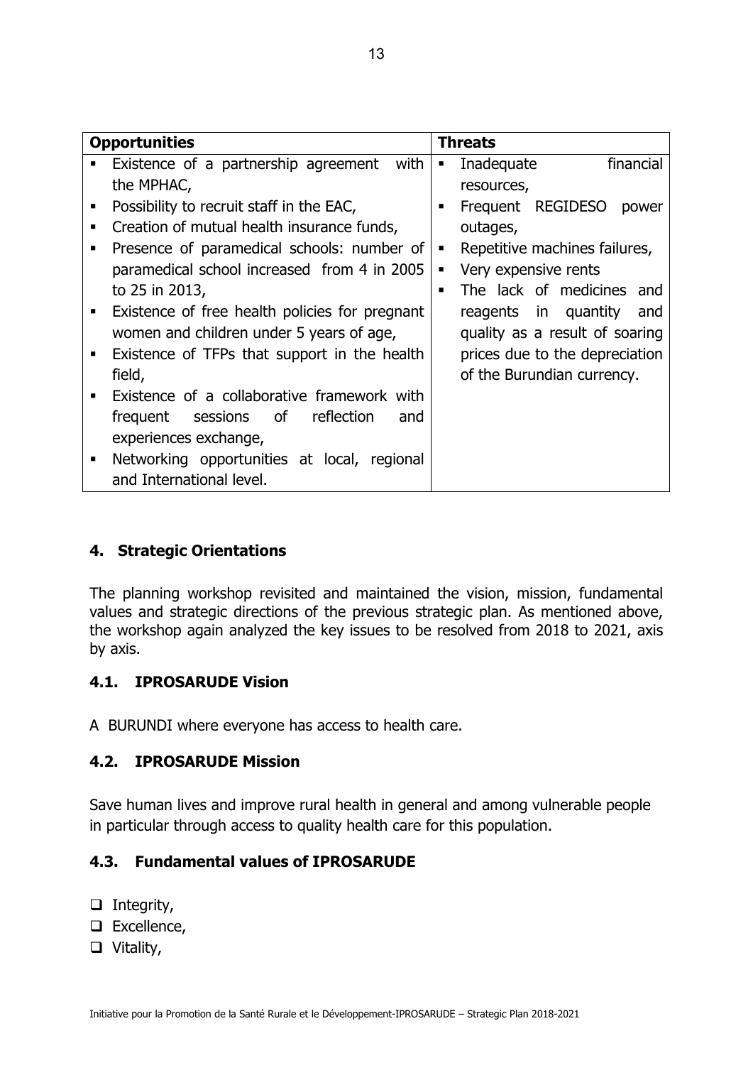| Opportunities | Threats |
|---|---|
| ▪ Existence of a partnership agreement with the MPHAC,<br>▪ Possibility to recruit staff in the EAC,<br>▪ Creation of mutual health insurance funds,<br>▪ Presence of paramedical schools: number of paramedical school increased from 4 in 2005 to 25 in 2013,<br>▪ Existence of free health policies for pregnant women and children under 5 years of age,<br>▪ Existence of TFPs that support in the health field,<br>▪ Existence of a collaborative framework with frequent sessions of reflection and experiences exchange,<br>▪ Networking opportunities at local, regional and International level. | ▪ Inadequate financial resources,<br>▪ Frequent REGIDESO power outages,<br>▪ Repetitive machines failures,<br>▪ Very expensive rents<br>▪ The lack of medicines and reagents in quantity and quality as a result of soaring prices due to the depreciation of the Burundian currency. |

## 4. Strategic Orientations

The planning workshop revisited and maintained the vision, mission, fundamental values and strategic directions of the previous strategic plan. As mentioned above, the workshop again analyzed the key issues to be resolved from 2018 to 2021, axis by axis.

### 4.1. IPROSARUDE Vision

A BURUNDI where everyone has access to health care.

### 4.2. IPROSARUDE Mission

Save human lives and improve rural health in general and among vulnerable people in particular through access to quality health care for this population.

### 4.3. Fundamental values of IPROSARUDE

- Integrity,
- Excellence,
- Vitality,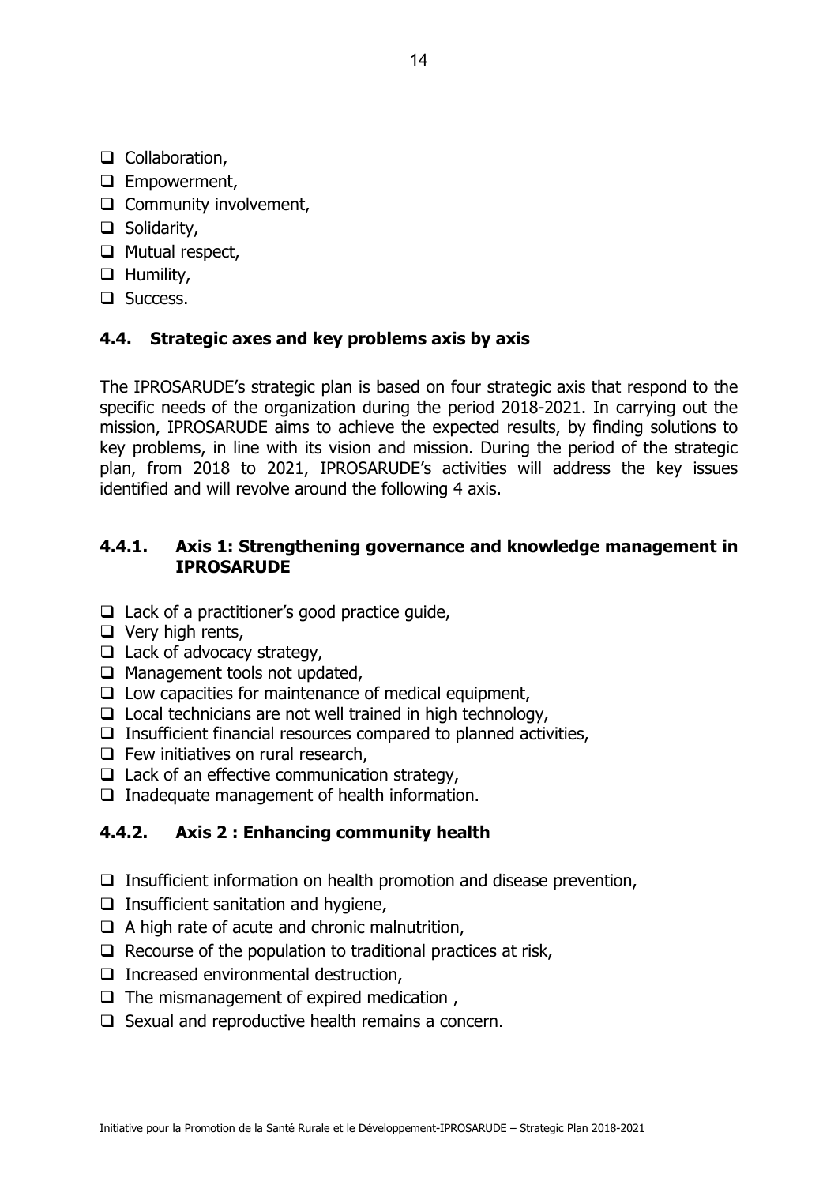- Collaboration,
- Empowerment,
- Community involvement,
- Solidarity,
- Mutual respect,
- Humility,
- Success.

### 4.4. Strategic axes and key problems axis by axis

The IPROSARUDE's strategic plan is based on four strategic axis that respond to the specific needs of the organization during the period 2018-2021. In carrying out the mission, IPROSARUDE aims to achieve the expected results, by finding solutions to key problems, in line with its vision and mission. During the period of the strategic plan, from 2018 to 2021, IPROSARUDE's activities will address the key issues identified and will revolve around the following 4 axis.

#### 4.4.1. Axis 1: Strengthening governance and knowledge management in IPROSARUDE

- Lack of a practitioner's good practice guide,
- Very high rents,
- Lack of advocacy strategy,
- Management tools not updated,
- Low capacities for maintenance of medical equipment,
- Local technicians are not well trained in high technology,
- Insufficient financial resources compared to planned activities,
- Few initiatives on rural research,
- Lack of an effective communication strategy,
- Inadequate management of health information.

#### 4.4.2. Axis 2 : Enhancing community health

- Insufficient information on health promotion and disease prevention,
- Insufficient sanitation and hygiene,
- A high rate of acute and chronic malnutrition,
- Recourse of the population to traditional practices at risk,
- Increased environmental destruction,
- The mismanagement of expired medication ,
- Sexual and reproductive health remains a concern.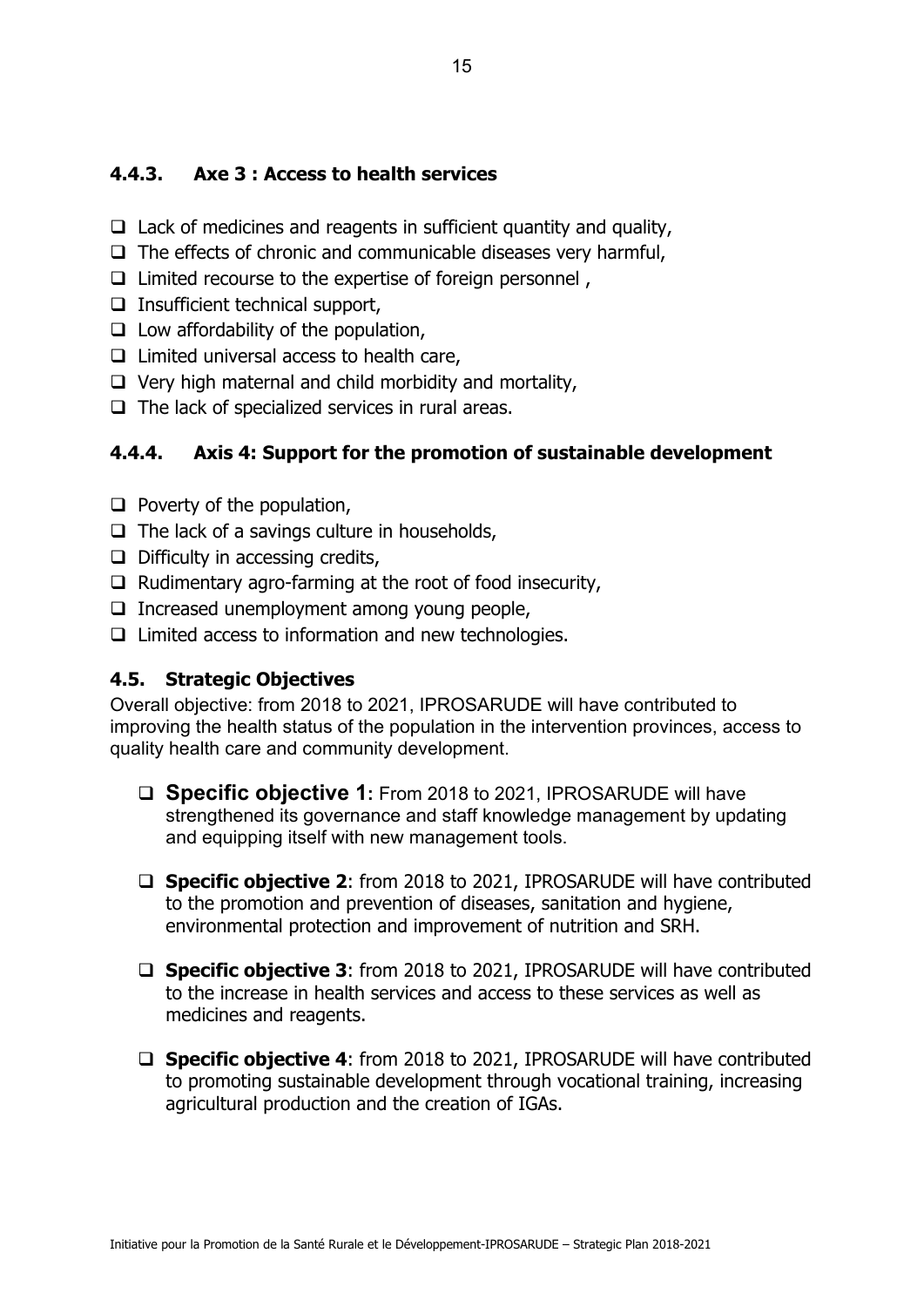### 4.4.3. Axe 3 : Access to health services

- Lack of medicines and reagents in sufficient quantity and quality,
- The effects of chronic and communicable diseases very harmful,
- Limited recourse to the expertise of foreign personnel ,
- Insufficient technical support,
- Low affordability of the population,
- Limited universal access to health care,
- Very high maternal and child morbidity and mortality,
- The lack of specialized services in rural areas.

### 4.4.4. Axis 4: Support for the promotion of sustainable development

- Poverty of the population,
- The lack of a savings culture in households,
- Difficulty in accessing credits,
- Rudimentary agro-farming at the root of food insecurity,
- Increased unemployment among young people,
- Limited access to information and new technologies.

## 4.5. Strategic Objectives

Overall objective: from 2018 to 2021, IPROSARUDE will have contributed to improving the health status of the population in the intervention provinces, access to quality health care and community development.

- **Specific objective 1**: From 2018 to 2021, IPROSARUDE will have strengthened its governance and staff knowledge management by updating and equipping itself with new management tools.

- **Specific objective 2**: from 2018 to 2021, IPROSARUDE will have contributed to the promotion and prevention of diseases, sanitation and hygiene, environmental protection and improvement of nutrition and SRH.

- **Specific objective 3**: from 2018 to 2021, IPROSARUDE will have contributed to the increase in health services and access to these services as well as medicines and reagents.

- **Specific objective 4**: from 2018 to 2021, IPROSARUDE will have contributed to promoting sustainable development through vocational training, increasing agricultural production and the creation of IGAs.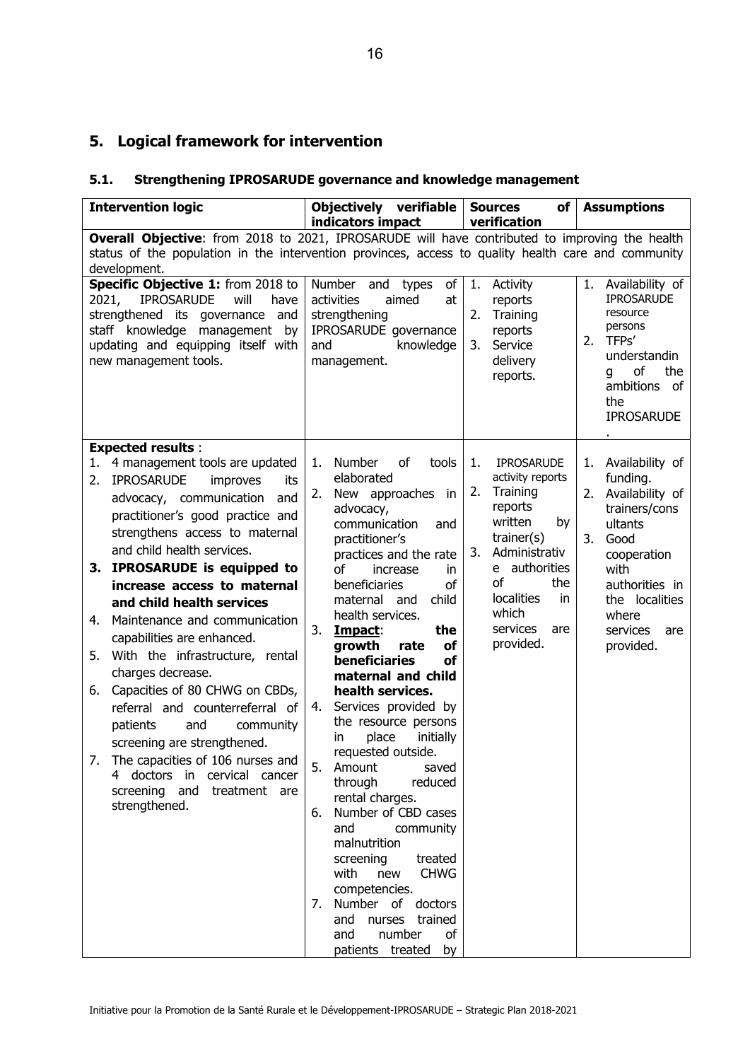## 5. Logical framework for intervention

### 5.1. Strengthening IPROSARUDE governance and knowledge management

| Intervention logic | Objectively verifiable indicators impact | Sources of verification | Assumptions |
|---|---|---|---|
| **Overall Objective**: from 2018 to 2021, IPROSARUDE will have contributed to improving the health status of the population in the intervention provinces, access to quality health care and community development. | | | |
| **Specific Objective 1:** from 2018 to 2021, IPROSARUDE will have strengthened its governance and staff knowledge management by updating and equipping itself with new management tools. | Number and types of activities aimed at strengthening IPROSARUDE governance and knowledge management. | 1. Activity reports<br>2. Training reports<br>3. Service delivery reports. | 1. Availability of IPROSARUDE resource persons<br>2. TFPs' understanding of the ambitions of the IPROSARUDE. |
| **Expected results** :<br>1. 4 management tools are updated<br>2. IPROSARUDE improves its advocacy, communication and practitioner's good practice and strengthens access to maternal and child health services.<br>3. **IPROSARUDE is equipped to increase access to maternal and child health services**<br>4. Maintenance and communication capabilities are enhanced.<br>5. With the infrastructure, rental charges decrease.<br>6. Capacities of 80 CHWG on CBDs, referral and counterreferral of patients and community screening are strengthened.<br>7. The capacities of 106 nurses and 4 doctors in cervical cancer screening and treatment are strengthened. | 1. Number of tools elaborated<br>2. New approaches in advocacy, communication and practitioner's practices and the rate of increase in beneficiaries of maternal and child health services.<br>3. **Impact: the growth rate of beneficiaries of maternal and child health services.**<br>4. Services provided by the resource persons in place initially requested outside.<br>5. Amount saved through reduced rental charges.<br>6. Number of CBD cases and community malnutrition screening treated with new CHWG competencies.<br>7. Number of doctors and nurses trained and number of patients treated by | 1. IPROSARUDE activity reports<br>2. Training reports written by trainer(s)<br>3. Administrative authorities of the localities in which services are provided. | 1. Availability of funding.<br>2. Availability of trainers/consultants<br>3. Good cooperation with authorities in the localities where services are provided. |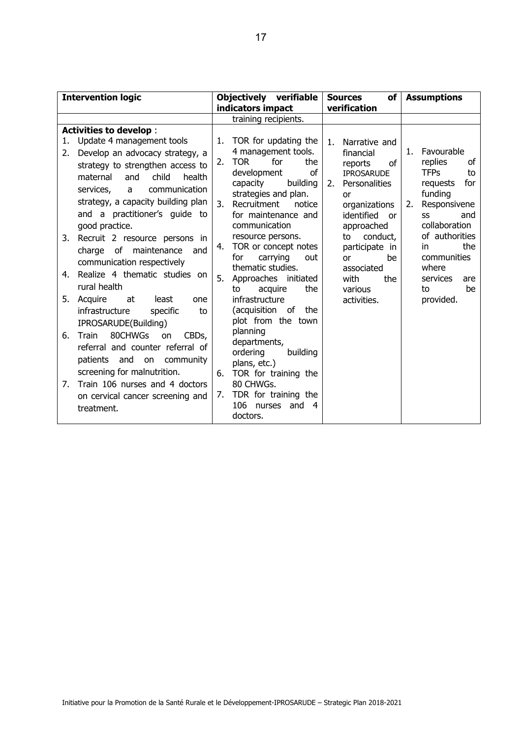| Intervention logic | Objectively verifiable indicators impact | Sources of verification | Assumptions |
|---|---|---|---|
| | training recipients. | | |
| **Activities to develop** :<br>1. Update 4 management tools<br>2. Develop an advocacy strategy, a strategy to strengthen access to maternal and child health services, a communication strategy, a capacity building plan and a practitioner's guide to good practice.<br>3. Recruit 2 resource persons in charge of maintenance and communication respectively<br>4. Realize 4 thematic studies on rural health<br>5. Acquire at least one infrastructure specific to IPROSARUDE(Building)<br>6. Train 80CHWGs on CBDs, referral and counter referral of patients and on community screening for malnutrition.<br>7. Train 106 nurses and 4 doctors on cervical cancer screening and treatment. | 1. TOR for updating the 4 management tools.<br>2. TOR for the development of capacity building strategies and plan.<br>3. Recruitment notice for maintenance and communication resource persons.<br>4. TOR or concept notes for carrying out thematic studies.<br>5. Approaches initiated to acquire the infrastructure (acquisition of the plot from the town planning departments, ordering building plans, etc.)<br>6. TOR for training the 80 CHWGs.<br>7. TDR for training the 106 nurses and 4 doctors. | 1. Narrative and financial reports of IPROSARUDE<br>2. Personalities or organizations identified or approached to conduct, participate in or be associated with the various activities. | 1. Favourable replies of TFPs to requests for funding<br>2. Responsiveness and collaboration of authorities in the communities where services are to be provided. |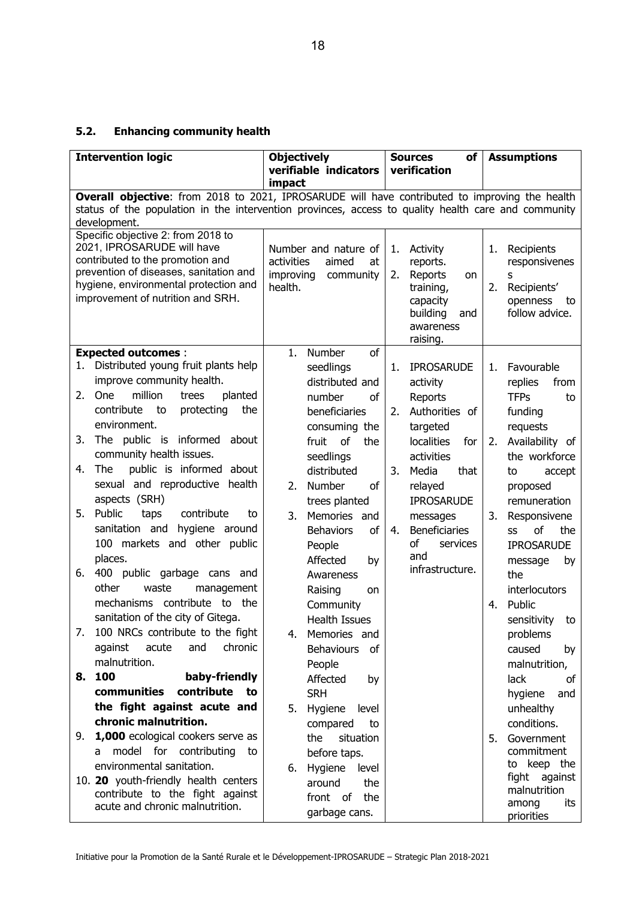## 5.2. Enhancing community health

| Intervention logic | Objectively verifiable indicators impact | Sources of verification | Assumptions |
|---|---|---|---|
| **Overall objective**: from 2018 to 2021, IPROSARUDE will have contributed to improving the health status of the population in the intervention provinces, access to quality health care and community development. | | | |
| Specific objective 2: from 2018 to 2021, IPROSARUDE will have contributed to the promotion and prevention of diseases, sanitation and hygiene, environmental protection and improvement of nutrition and SRH. | Number and nature of activities aimed at improving community health. | 1. Activity reports.<br>2. Reports on training, capacity building and awareness raising. | 1. Recipients responsiveness<br>2. Recipients' openness to follow advice. |
| **Expected outcomes** :<br>1. Distributed young fruit plants help improve community health.<br>2. One million trees planted contribute to protecting the environment.<br>3. The public is informed about community health issues.<br>4. The public is informed about sexual and reproductive health aspects (SRH)<br>5. Public taps contribute to sanitation and hygiene around 100 markets and other public places.<br>6. 400 public garbage cans and other waste management mechanisms contribute to the sanitation of the city of Gitega.<br>7. 100 NRCs contribute to the fight against acute and chronic malnutrition.<br>**8. 100 baby-friendly communities contribute to the fight against acute and chronic malnutrition.**<br>9. **1,000** ecological cookers serve as a model for contributing to environmental sanitation.<br>10. **20** youth-friendly health centers contribute to the fight against acute and chronic malnutrition. | 1. Number of seedlings distributed and number of beneficiaries consuming the fruit of the seedlings distributed<br>2. Number of trees planted<br>3. Memories and Behaviors of People Affected by Awareness Raising on Community Health Issues<br>4. Memories and Behaviours of People Affected by SRH<br>5. Hygiene level compared to the situation before taps.<br>6. Hygiene level around the front of the garbage cans. | 1. IPROSARUDE activity Reports<br>2. Authorities of targeted localities for activities<br>3. Media that relayed IPROSARUDE messages<br>4. Beneficiaries of services and infrastructure. | 1. Favourable replies from TFPs to funding requests<br>2. Availability of the workforce to accept proposed remuneration<br>3. Responsiveness of the IPROSARUDE message by the interlocutors<br>4. Public sensitivity to problems caused by malnutrition, lack of hygiene and unhealthy conditions.<br>5. Government commitment to keep the fight against malnutrition among its priorities |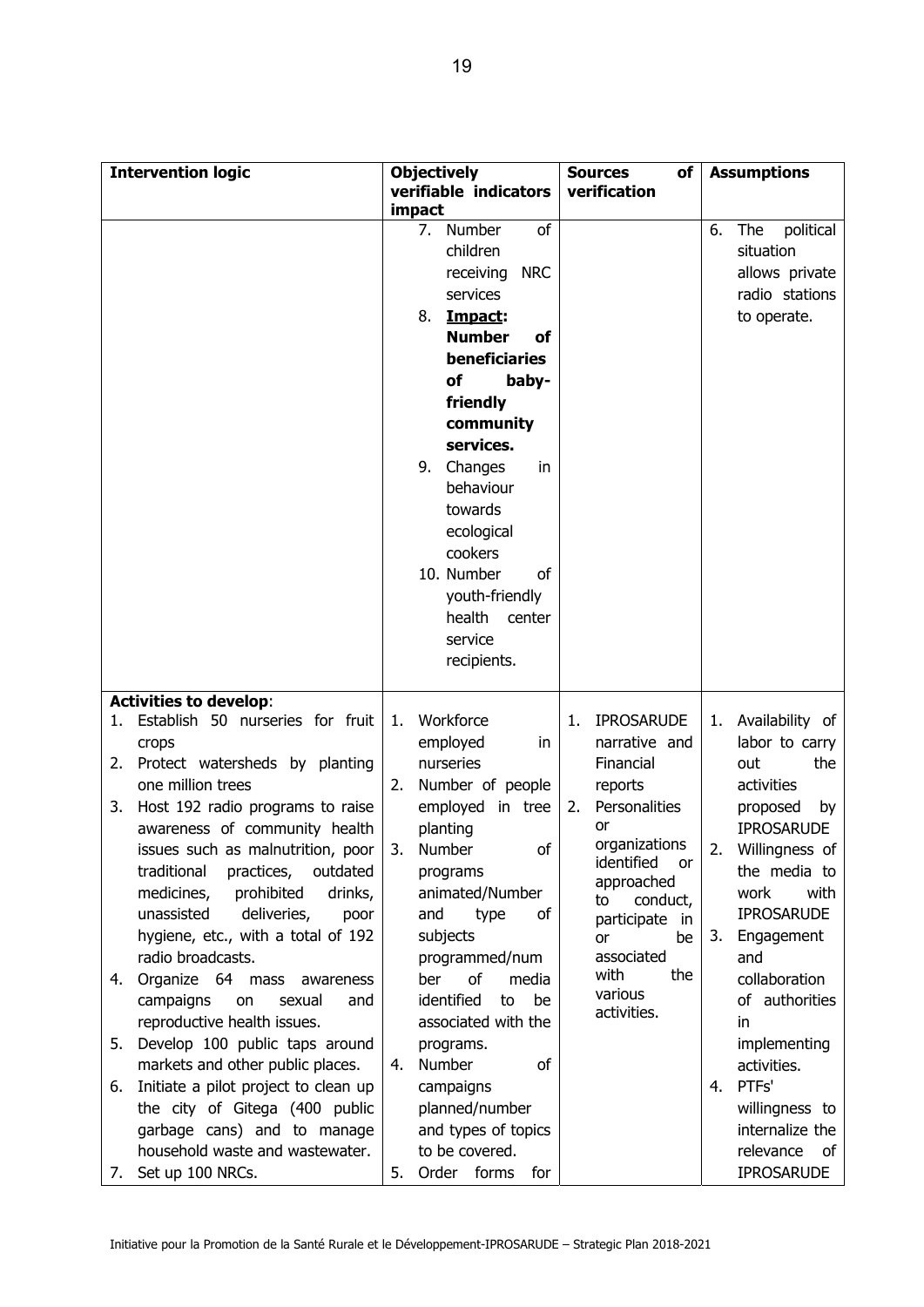| Intervention logic | Objectively verifiable indicators impact | Sources of verification | Assumptions |
|---|---|---|---|
| | 7. Number of children receiving NRC services<br>8. **Impact: Number of beneficiaries of baby-friendly community services.**<br>9. Changes in behaviour towards ecological cookers<br>10. Number of youth-friendly health center service recipients. | | 6. The political situation allows private radio stations to operate. |
| **Activities to develop**:<br>1. Establish 50 nurseries for fruit crops<br>2. Protect watersheds by planting one million trees<br>3. Host 192 radio programs to raise awareness of community health issues such as malnutrition, poor traditional practices, outdated medicines, prohibited drinks, unassisted deliveries, poor hygiene, etc., with a total of 192 radio broadcasts.<br>4. Organize 64 mass awareness campaigns on sexual and reproductive health issues.<br>5. Develop 100 public taps around markets and other public places.<br>6. Initiate a pilot project to clean up the city of Gitega (400 public garbage cans) and to manage household waste and wastewater.<br>7. Set up 100 NRCs. | 1. Workforce employed in nurseries<br>2. Number of people employed in tree planting<br>3. Number of programs animated/Number and type of subjects programmed/number of media identified to be associated with the programs.<br>4. Number of campaigns planned/number and types of topics to be covered.<br>5. Order forms for | 1. IPROSARUDE narrative and Financial reports<br>2. Personalities or organizations identified or approached to conduct, participate in or be associated with the various activities. | 1. Availability of labor to carry out the activities proposed by IPROSARUDE<br>2. Willingness of the media to work with IPROSARUDE<br>3. Engagement and collaboration of authorities in implementing activities.<br>4. PTFs' willingness to internalize the relevance of IPROSARUDE |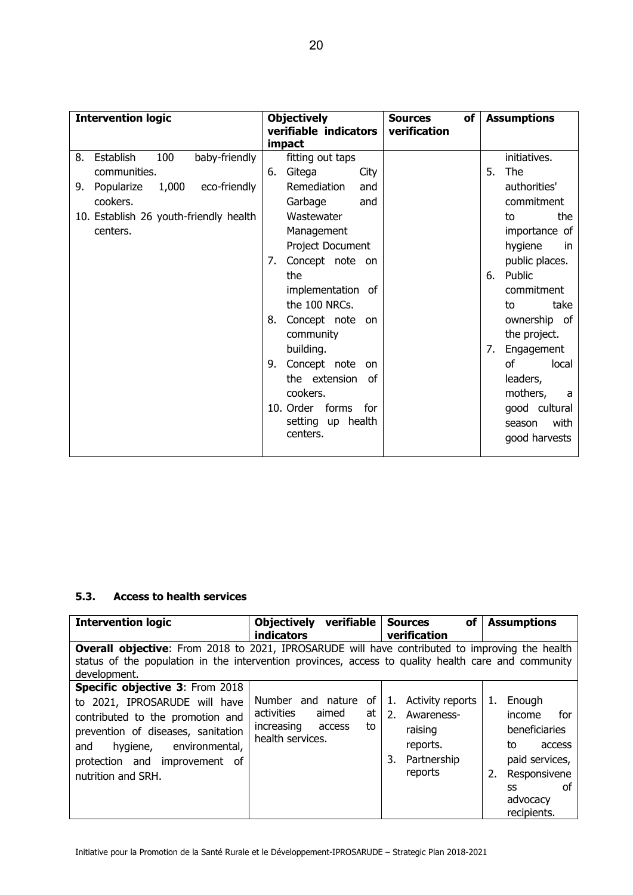| Intervention logic | Objectively verifiable indicators impact | Sources of verification | Assumptions |
|---|---|---|---|
| 8. Establish 100 baby-friendly communities.<br>9. Popularize 1,000 eco-friendly cookers.<br>10. Establish 26 youth-friendly health centers. | fitting out taps<br>6. Gitega City Remediation and Garbage and Wastewater Management Project Document<br>7. Concept note on the implementation of the 100 NRCs.<br>8. Concept note on community building.<br>9. Concept note on the extension of cookers.<br>10. Order forms for setting up health centers. | | initiatives.<br>5. The authorities' commitment to the importance of hygiene in public places.<br>6. Public commitment to take ownership of the project.<br>7. Engagement of local leaders, mothers, a good cultural season with good harvests |

### 5.3. Access to health services

| Intervention logic | Objectively verifiable indicators | Sources of verification | Assumptions |
|---|---|---|---|
| **Overall objective**: From 2018 to 2021, IPROSARUDE will have contributed to improving the health status of the population in the intervention provinces, access to quality health care and community development. | | | |
| **Specific objective 3**: From 2018 to 2021, IPROSARUDE will have contributed to the promotion and prevention of diseases, sanitation and hygiene, environmental, protection and improvement of nutrition and SRH. | Number and nature of activities aimed at increasing access to health services. | 1. Activity reports<br>2. Awareness-raising reports.<br>3. Partnership reports | 1. Enough income for beneficiaries to access paid services,<br>2. Responsiveness of advocacy recipients. |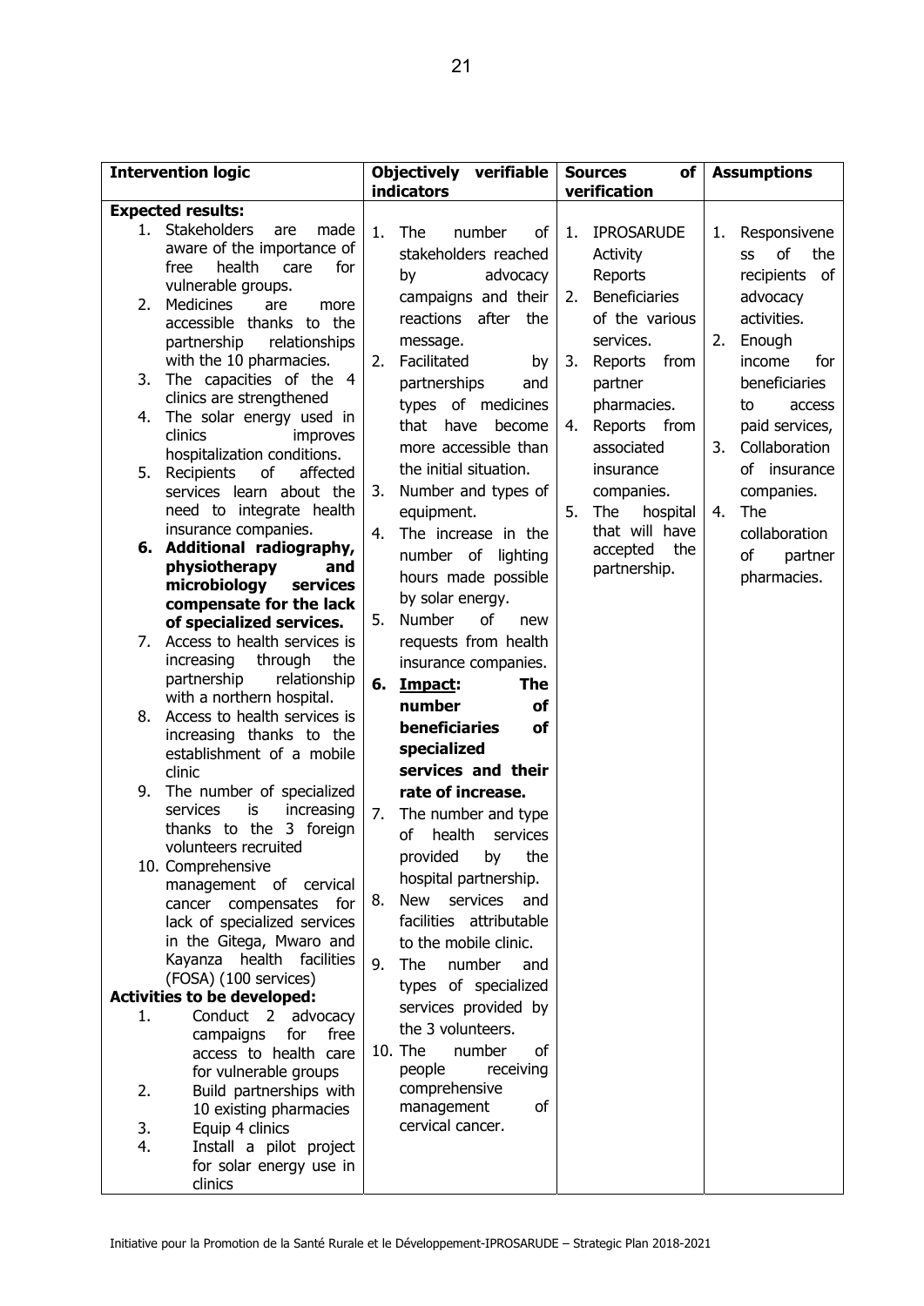| Intervention logic | Objectively verifiable indicators | Sources of verification | Assumptions |
| --- | --- | --- | --- |
| **Expected results:**<br>1. Stakeholders are made aware of the importance of free health care for vulnerable groups.<br>2. Medicines are more accessible thanks to the partnership relationships with the 10 pharmacies.<br>3. The capacities of the 4 clinics are strengthened<br>4. The solar energy used in clinics improves hospitalization conditions.<br>5. Recipients of affected services learn about the need to integrate health insurance companies.<br>6. **Additional radiography, physiotherapy and microbiology services compensate for the lack of specialized services.**<br>7. Access to health services is increasing through the partnership relationship with a northern hospital.<br>8. Access to health services is increasing thanks to the establishment of a mobile clinic<br>9. The number of specialized services is increasing thanks to the 3 foreign volunteers recruited<br>10. Comprehensive management of cervical cancer compensates for lack of specialized services in the Gitega, Mwaro and Kayanza health facilities (FOSA) (100 services)<br>**Activities to be developed:**<br>1. Conduct 2 advocacy campaigns for free access to health care for vulnerable groups<br>2. Build partnerships with 10 existing pharmacies<br>3. Equip 4 clinics<br>4. Install a pilot project for solar energy use in clinics | 1. The number of stakeholders reached by advocacy campaigns and their reactions after the message.<br>2. Facilitated by partnerships and types of medicines that have become more accessible than the initial situation.<br>3. Number and types of equipment.<br>4. The increase in the number of lighting hours made possible by solar energy.<br>5. Number of new requests from health insurance companies.<br>6. **<u>Impact</u>: The number of beneficiaries of specialized services and their rate of increase.**<br>7. The number and type of health services provided by the hospital partnership.<br>8. New services and facilities attributable to the mobile clinic.<br>9. The number and types of specialized services provided by the 3 volunteers.<br>10. The number of people receiving comprehensive management of cervical cancer. | 1. IPROSARUDE Activity Reports<br>2. Beneficiaries of the various services.<br>3. Reports from partner pharmacies.<br>4. Reports from associated insurance companies.<br>5. The hospital that will have accepted the partnership. | 1. Responsiveness of the recipients of advocacy activities.<br>2. Enough income for beneficiaries to access paid services,<br>3. Collaboration of insurance companies.<br>4. The collaboration of partner pharmacies. |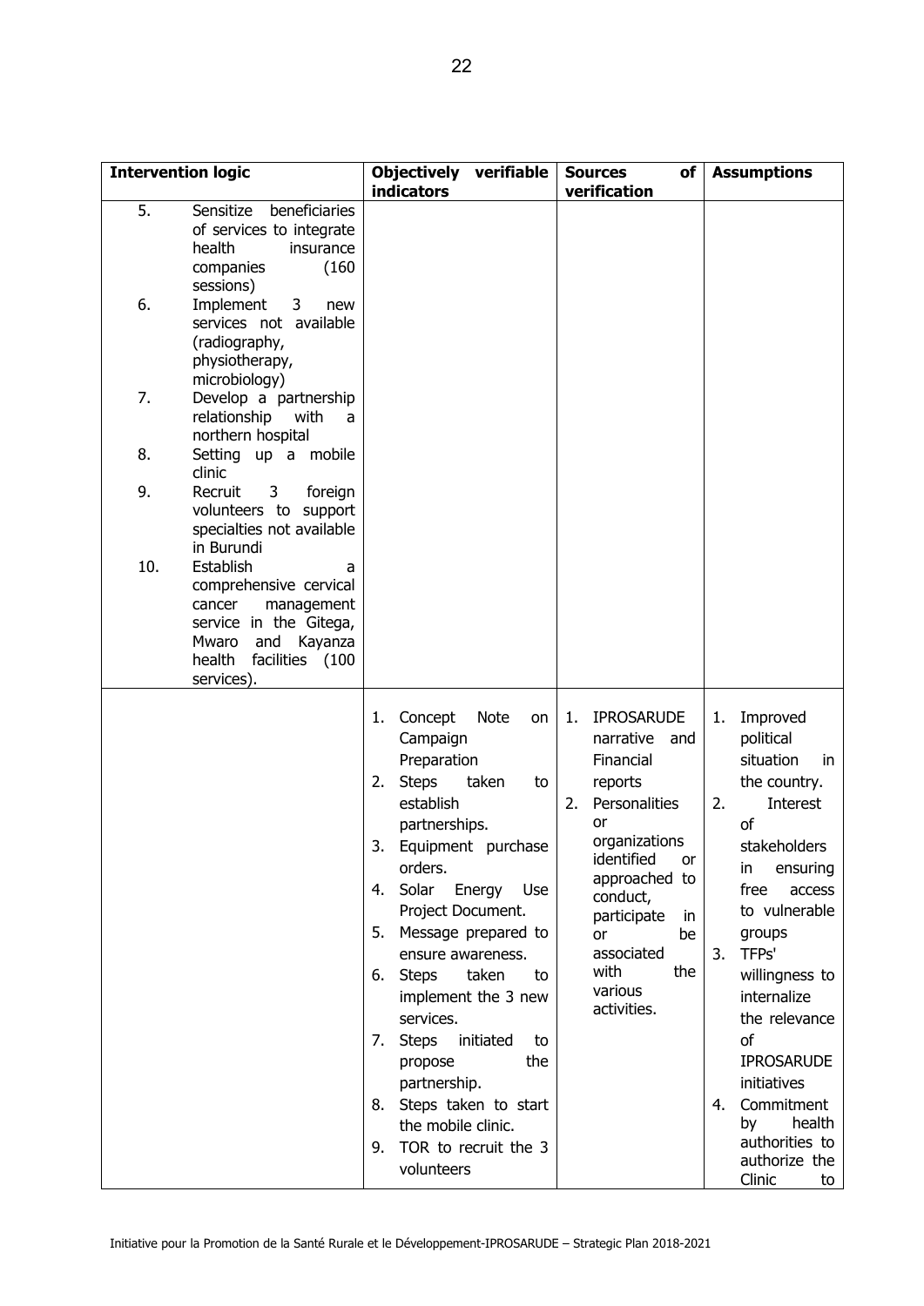| Intervention logic | Objectively verifiable indicators | Sources of verification | Assumptions |
|---|---|---|---|
| 5. Sensitize beneficiaries of services to integrate health insurance companies (160 sessions)<br>6. Implement 3 new services not available (radiography, physiotherapy, microbiology)<br>7. Develop a partnership relationship with a northern hospital<br>8. Setting up a mobile clinic<br>9. Recruit 3 foreign volunteers to support specialties not available in Burundi<br>10. Establish a comprehensive cervical cancer management service in the Gitega, Mwaro and Kayanza health facilities (100 services). | | | |
| | 1. Concept Note on Campaign Preparation<br>2. Steps taken to establish partnerships.<br>3. Equipment purchase orders.<br>4. Solar Energy Use Project Document.<br>5. Message prepared to ensure awareness.<br>6. Steps taken to implement the 3 new services.<br>7. Steps initiated to propose the partnership.<br>8. Steps taken to start the mobile clinic.<br>9. TOR to recruit the 3 volunteers | 1. IPROSARUDE narrative and Financial reports<br>2. Personalities or organizations identified or approached to conduct, participate in or be associated with the various activities. | 1. Improved political situation in the country.<br>2. Interest of stakeholders in ensuring free access to vulnerable groups<br>3. TFPs' willingness to internalize the relevance of IPROSARUDE initiatives<br>4. Commitment by health authorities to authorize the Clinic to |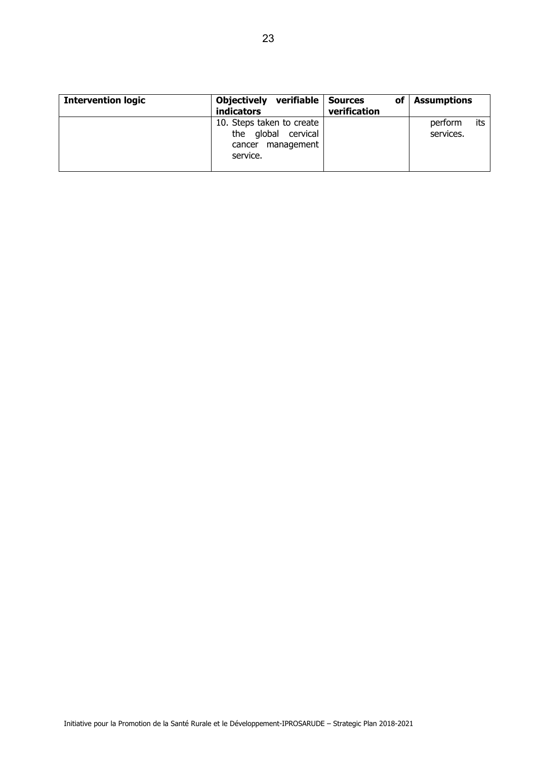| Intervention logic | Objectively verifiable indicators | Sources of verification | Assumptions |
| --- | --- | --- | --- |
| | 10. Steps taken to create the global cervical cancer management service. | | perform its services. |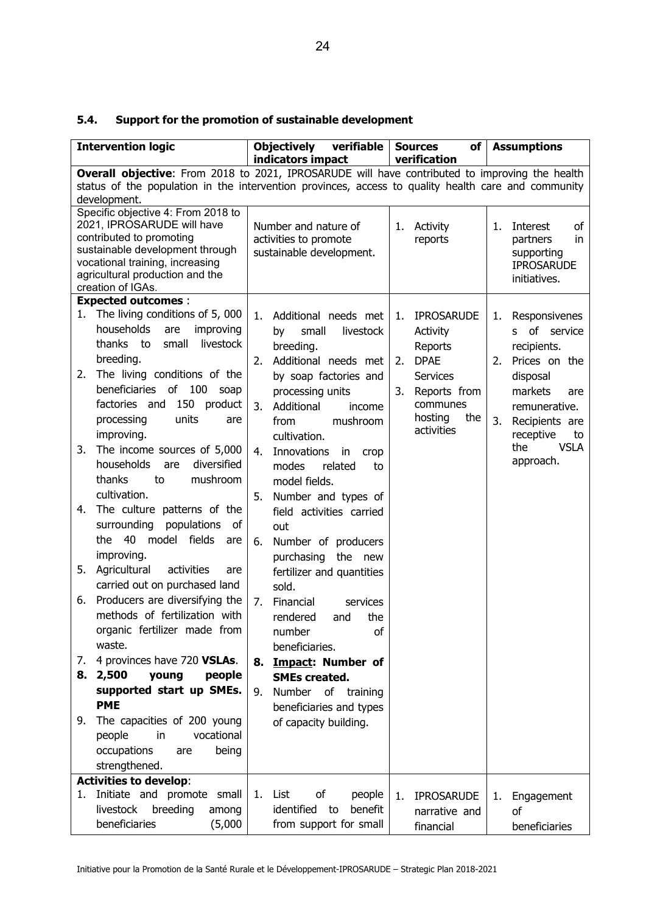### 5.4. Support for the promotion of sustainable development

| Intervention logic | Objectively verifiable indicators impact | Sources of verification | Assumptions |
|---|---|---|---|
| **Overall objective**: From 2018 to 2021, IPROSARUDE will have contributed to improving the health status of the population in the intervention provinces, access to quality health care and community development. | | | |
| Specific objective 4: From 2018 to 2021, IPROSARUDE will have contributed to promoting sustainable development through vocational training, increasing agricultural production and the creation of IGAs. | Number and nature of activities to promote sustainable development. | 1. Activity reports | 1. Interest of partners in supporting IPROSARUDE initiatives. |
| **Expected outcomes** :<br>1. The living conditions of 5, 000 households are improving thanks to small livestock breeding.<br>2. The living conditions of the beneficiaries of 100 soap factories and 150 product processing units are improving.<br>3. The income sources of 5,000 households are diversified thanks to mushroom cultivation.<br>4. The culture patterns of the surrounding populations of the 40 model fields are improving.<br>5. Agricultural activities are carried out on purchased land<br>6. Producers are diversifying the methods of fertilization with organic fertilizer made from waste.<br>7. 4 provinces have 720 **VSLAs**.<br>**8. 2,500 young people supported start up SMEs. PME**<br>9. The capacities of 200 young people in vocational occupations are being strengthened. | 1. Additional needs met by small livestock breeding.<br>2. Additional needs met by soap factories and processing units<br>3. Additional income from mushroom cultivation.<br>4. Innovations in crop modes related to model fields.<br>5. Number and types of field activities carried out<br>6. Number of producers purchasing the new fertilizer and quantities sold.<br>7. Financial services rendered and the number of beneficiaries.<br>**8. <u>Impact</u>: Number of SMEs created.**<br>9. Number of training beneficiaries and types of capacity building. | 1. IPROSARUDE Activity Reports<br>2. DPAE Services<br>3. Reports from communes hosting the activities | 1. Responsiveness of service recipients.<br>2. Prices on the disposal markets are remunerative.<br>3. Recipients are receptive to the VSLA approach. |
| **Activities to develop**:<br>1. Initiate and promote small livestock breeding among beneficiaries (5,000 | 1. List of people identified to benefit from support for small | 1. IPROSARUDE narrative and financial | 1. Engagement of beneficiaries |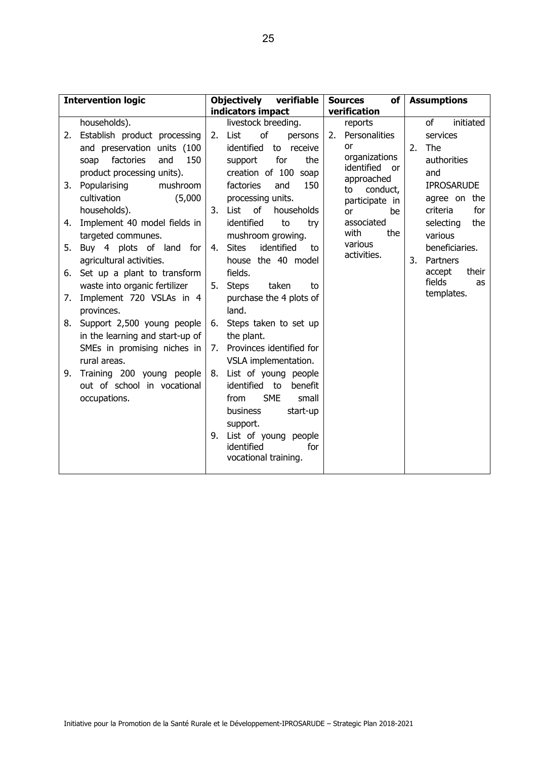| Intervention logic | Objectively verifiable indicators impact | Sources of verification | Assumptions |
|---|---|---|---|
| households).<br>2. Establish product processing and preservation units (100 soap factories and 150 product processing units).<br>3. Popularising mushroom cultivation (5,000 households).<br>4. Implement 40 model fields in targeted communes.<br>5. Buy 4 plots of land for agricultural activities.<br>6. Set up a plant to transform waste into organic fertilizer<br>7. Implement 720 VSLAs in 4 provinces.<br>8. Support 2,500 young people in the learning and start-up of SMEs in promising niches in rural areas.<br>9. Training 200 young people out of school in vocational occupations. | livestock breeding.<br>2. List of persons identified to receive support for the creation of 100 soap factories and 150 processing units.<br>3. List of households identified to try mushroom growing.<br>4. Sites identified to house the 40 model fields.<br>5. Steps taken to purchase the 4 plots of land.<br>6. Steps taken to set up the plant.<br>7. Provinces identified for VSLA implementation.<br>8. List of young people identified to benefit from SME small business start-up support.<br>9. List of young people identified for vocational training. | reports<br>2. Personalities or organizations identified or approached to conduct, participate in or be associated with the various activities. | of initiated services<br>2. The authorities and IPROSARUDE agree on the criteria for selecting the various beneficiaries.<br>3. Partners accept their fields as templates. |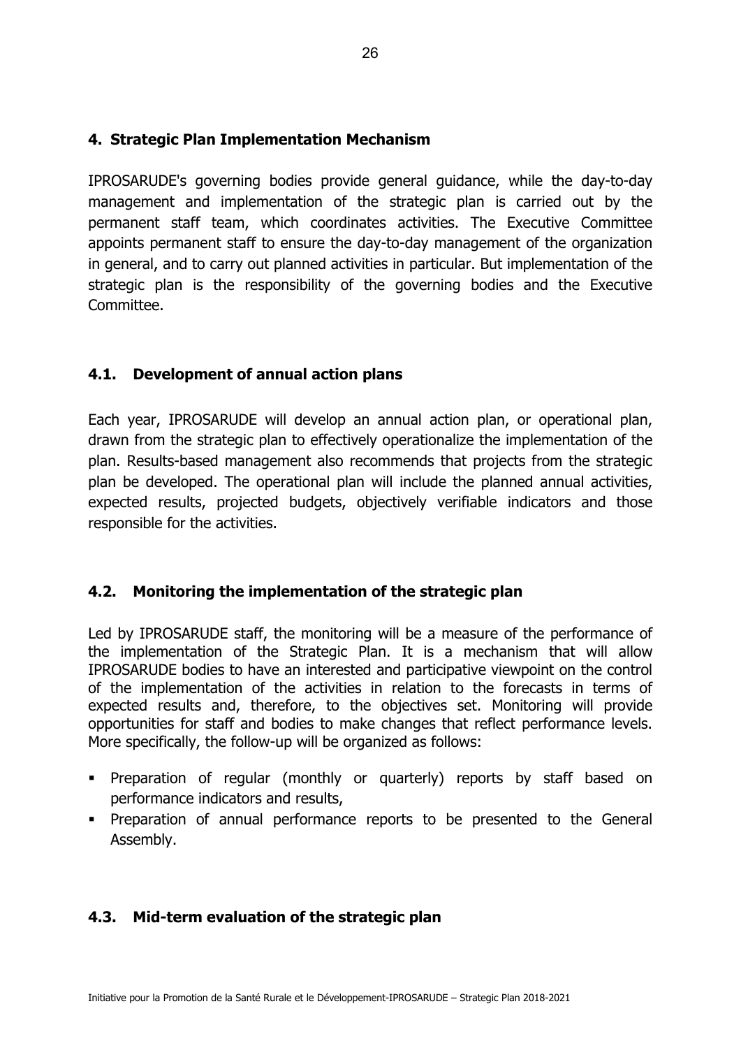## 4. Strategic Plan Implementation Mechanism

IPROSARUDE's governing bodies provide general guidance, while the day-to-day management and implementation of the strategic plan is carried out by the permanent staff team, which coordinates activities. The Executive Committee appoints permanent staff to ensure the day-to-day management of the organization in general, and to carry out planned activities in particular. But implementation of the strategic plan is the responsibility of the governing bodies and the Executive Committee.

### 4.1. Development of annual action plans

Each year, IPROSARUDE will develop an annual action plan, or operational plan, drawn from the strategic plan to effectively operationalize the implementation of the plan. Results-based management also recommends that projects from the strategic plan be developed. The operational plan will include the planned annual activities, expected results, projected budgets, objectively verifiable indicators and those responsible for the activities.

### 4.2. Monitoring the implementation of the strategic plan

Led by IPROSARUDE staff, the monitoring will be a measure of the performance of the implementation of the Strategic Plan. It is a mechanism that will allow IPROSARUDE bodies to have an interested and participative viewpoint on the control of the implementation of the activities in relation to the forecasts in terms of expected results and, therefore, to the objectives set. Monitoring will provide opportunities for staff and bodies to make changes that reflect performance levels. More specifically, the follow-up will be organized as follows:

- Preparation of regular (monthly or quarterly) reports by staff based on performance indicators and results,
- Preparation of annual performance reports to be presented to the General Assembly.

### 4.3. Mid-term evaluation of the strategic plan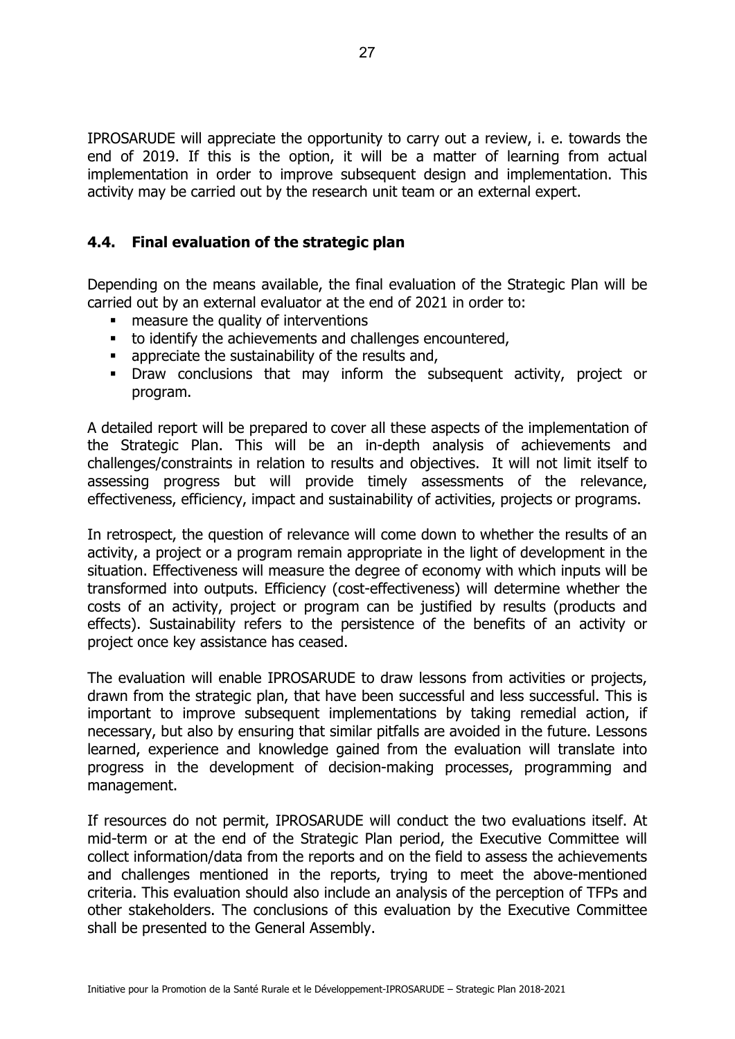IPROSARUDE will appreciate the opportunity to carry out a review, i. e. towards the end of 2019. If this is the option, it will be a matter of learning from actual implementation in order to improve subsequent design and implementation. This activity may be carried out by the research unit team or an external expert.

## 4.4. Final evaluation of the strategic plan

Depending on the means available, the final evaluation of the Strategic Plan will be carried out by an external evaluator at the end of 2021 in order to:

- measure the quality of interventions
- to identify the achievements and challenges encountered,
- appreciate the sustainability of the results and,
- Draw conclusions that may inform the subsequent activity, project or program.

A detailed report will be prepared to cover all these aspects of the implementation of the Strategic Plan. This will be an in-depth analysis of achievements and challenges/constraints in relation to results and objectives. It will not limit itself to assessing progress but will provide timely assessments of the relevance, effectiveness, efficiency, impact and sustainability of activities, projects or programs.

In retrospect, the question of relevance will come down to whether the results of an activity, a project or a program remain appropriate in the light of development in the situation. Effectiveness will measure the degree of economy with which inputs will be transformed into outputs. Efficiency (cost-effectiveness) will determine whether the costs of an activity, project or program can be justified by results (products and effects). Sustainability refers to the persistence of the benefits of an activity or project once key assistance has ceased.

The evaluation will enable IPROSARUDE to draw lessons from activities or projects, drawn from the strategic plan, that have been successful and less successful. This is important to improve subsequent implementations by taking remedial action, if necessary, but also by ensuring that similar pitfalls are avoided in the future. Lessons learned, experience and knowledge gained from the evaluation will translate into progress in the development of decision-making processes, programming and management.

If resources do not permit, IPROSARUDE will conduct the two evaluations itself. At mid-term or at the end of the Strategic Plan period, the Executive Committee will collect information/data from the reports and on the field to assess the achievements and challenges mentioned in the reports, trying to meet the above-mentioned criteria. This evaluation should also include an analysis of the perception of TFPs and other stakeholders. The conclusions of this evaluation by the Executive Committee shall be presented to the General Assembly.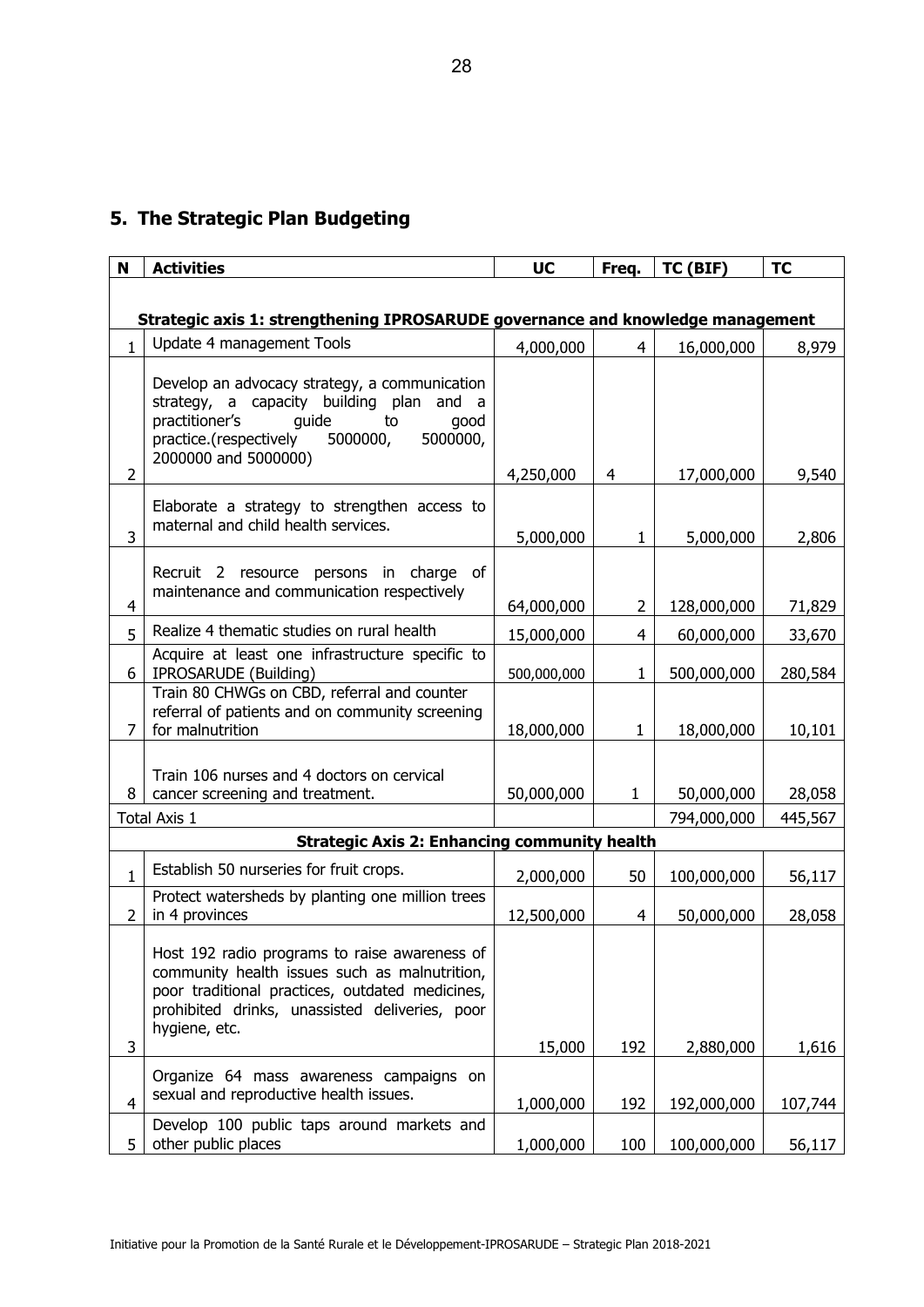## 5. The Strategic Plan Budgeting

| N | Activities | UC | Freq. | TC (BIF) | TC |
|---|---|---|---|---|---|
| **Strategic axis 1: strengthening IPROSARUDE governance and knowledge management** | | | | | |
| 1 | Update 4 management Tools | 4,000,000 | 4 | 16,000,000 | 8,979 |
| 2 | Develop an advocacy strategy, a communication strategy, a capacity building plan and a practitioner's guide to good practice.(respectively 5000000, 5000000, 2000000 and 5000000) | 4,250,000 | 4 | 17,000,000 | 9,540 |
| 3 | Elaborate a strategy to strengthen access to maternal and child health services. | 5,000,000 | 1 | 5,000,000 | 2,806 |
| 4 | Recruit 2 resource persons in charge of maintenance and communication respectively | 64,000,000 | 2 | 128,000,000 | 71,829 |
| 5 | Realize 4 thematic studies on rural health | 15,000,000 | 4 | 60,000,000 | 33,670 |
| 6 | Acquire at least one infrastructure specific to IPROSARUDE (Building) | 500,000,000 | 1 | 500,000,000 | 280,584 |
| 7 | Train 80 CHWGs on CBD, referral and counter referral of patients and on community screening for malnutrition | 18,000,000 | 1 | 18,000,000 | 10,101 |
| 8 | Train 106 nurses and 4 doctors on cervical cancer screening and treatment. | 50,000,000 | 1 | 50,000,000 | 28,058 |
| Total Axis 1 | | | | 794,000,000 | 445,567 |
| **Strategic Axis 2: Enhancing community health** | | | | | |
| 1 | Establish 50 nurseries for fruit crops. | 2,000,000 | 50 | 100,000,000 | 56,117 |
| 2 | Protect watersheds by planting one million trees in 4 provinces | 12,500,000 | 4 | 50,000,000 | 28,058 |
| 3 | Host 192 radio programs to raise awareness of community health issues such as malnutrition, poor traditional practices, outdated medicines, prohibited drinks, unassisted deliveries, poor hygiene, etc. | 15,000 | 192 | 2,880,000 | 1,616 |
| 4 | Organize 64 mass awareness campaigns on sexual and reproductive health issues. | 1,000,000 | 192 | 192,000,000 | 107,744 |
| 5 | Develop 100 public taps around markets and other public places | 1,000,000 | 100 | 100,000,000 | 56,117 |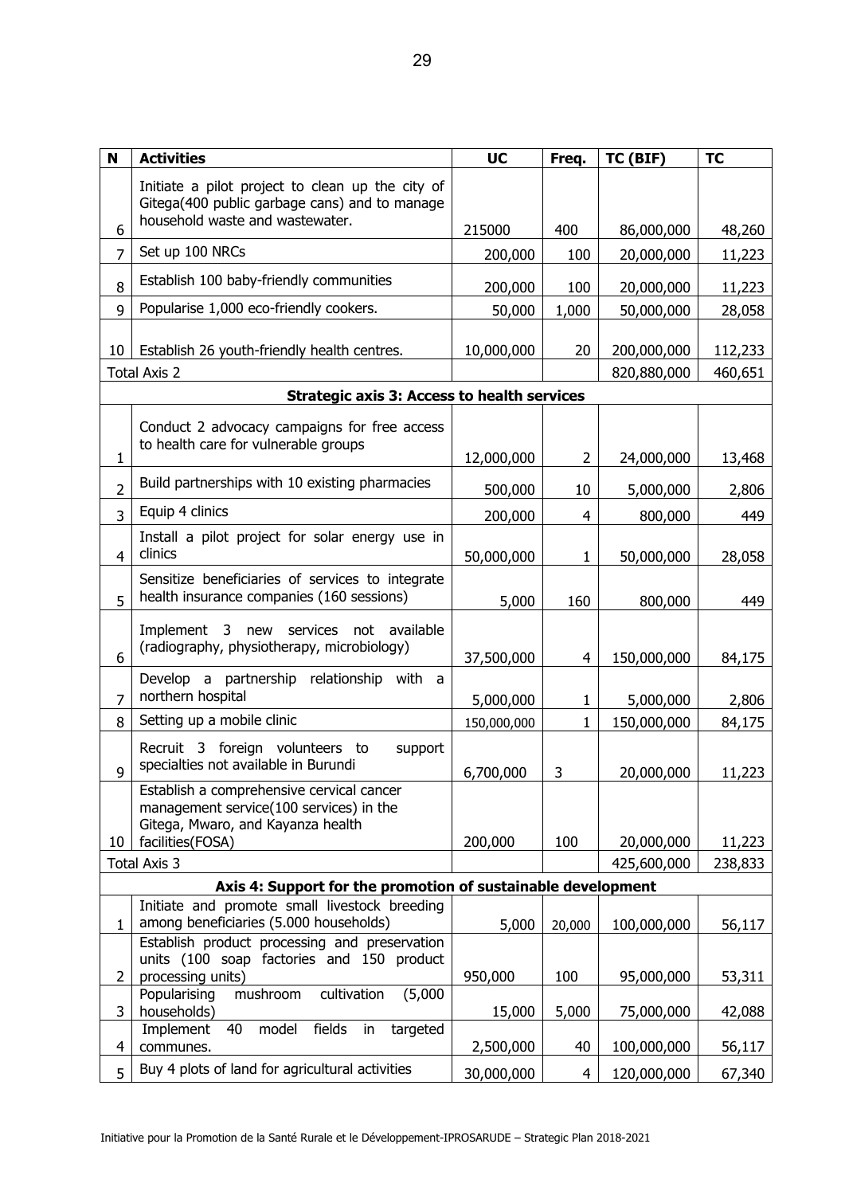| N | Activities | UC | Freq. | TC (BIF) | TC |
|---|---|---|---|---|---|
| 6 | Initiate a pilot project to clean up the city of Gitega(400 public garbage cans) and to manage household waste and wastewater. | 215000 | 400 | 86,000,000 | 48,260 |
| 7 | Set up 100 NRCs | 200,000 | 100 | 20,000,000 | 11,223 |
| 8 | Establish 100 baby-friendly communities | 200,000 | 100 | 20,000,000 | 11,223 |
| 9 | Popularise 1,000 eco-friendly cookers. | 50,000 | 1,000 | 50,000,000 | 28,058 |
| 10 | Establish 26 youth-friendly health centres. | 10,000,000 | 20 | 200,000,000 | 112,233 |
| Total Axis 2 | | | | 820,880,000 | 460,651 |
| | **Strategic axis 3: Access to health services** | | | | |
| 1 | Conduct 2 advocacy campaigns for free access to health care for vulnerable groups | 12,000,000 | 2 | 24,000,000 | 13,468 |
| 2 | Build partnerships with 10 existing pharmacies | 500,000 | 10 | 5,000,000 | 2,806 |
| 3 | Equip 4 clinics | 200,000 | 4 | 800,000 | 449 |
| 4 | Install a pilot project for solar energy use in clinics | 50,000,000 | 1 | 50,000,000 | 28,058 |
| 5 | Sensitize beneficiaries of services to integrate health insurance companies (160 sessions) | 5,000 | 160 | 800,000 | 449 |
| 6 | Implement 3 new services not available (radiography, physiotherapy, microbiology) | 37,500,000 | 4 | 150,000,000 | 84,175 |
| 7 | Develop a partnership relationship with a northern hospital | 5,000,000 | 1 | 5,000,000 | 2,806 |
| 8 | Setting up a mobile clinic | 150,000,000 | 1 | 150,000,000 | 84,175 |
| 9 | Recruit 3 foreign volunteers to support specialties not available in Burundi | 6,700,000 | 3 | 20,000,000 | 11,223 |
| 10 | Establish a comprehensive cervical cancer management service(100 services) in the Gitega, Mwaro, and Kayanza health facilities(FOSA) | 200,000 | 100 | 20,000,000 | 11,223 |
| Total Axis 3 | | | | 425,600,000 | 238,833 |
| | **Axis 4: Support for the promotion of sustainable development** | | | | |
| 1 | Initiate and promote small livestock breeding among beneficiaries (5.000 households) | 5,000 | 20,000 | 100,000,000 | 56,117 |
| 2 | Establish product processing and preservation units (100 soap factories and 150 product processing units) | 950,000 | 100 | 95,000,000 | 53,311 |
| 3 | Popularising mushroom cultivation (5,000 households) | 15,000 | 5,000 | 75,000,000 | 42,088 |
| 4 | Implement 40 model fields in targeted communes. | 2,500,000 | 40 | 100,000,000 | 56,117 |
| 5 | Buy 4 plots of land for agricultural activities | 30,000,000 | 4 | 120,000,000 | 67,340 |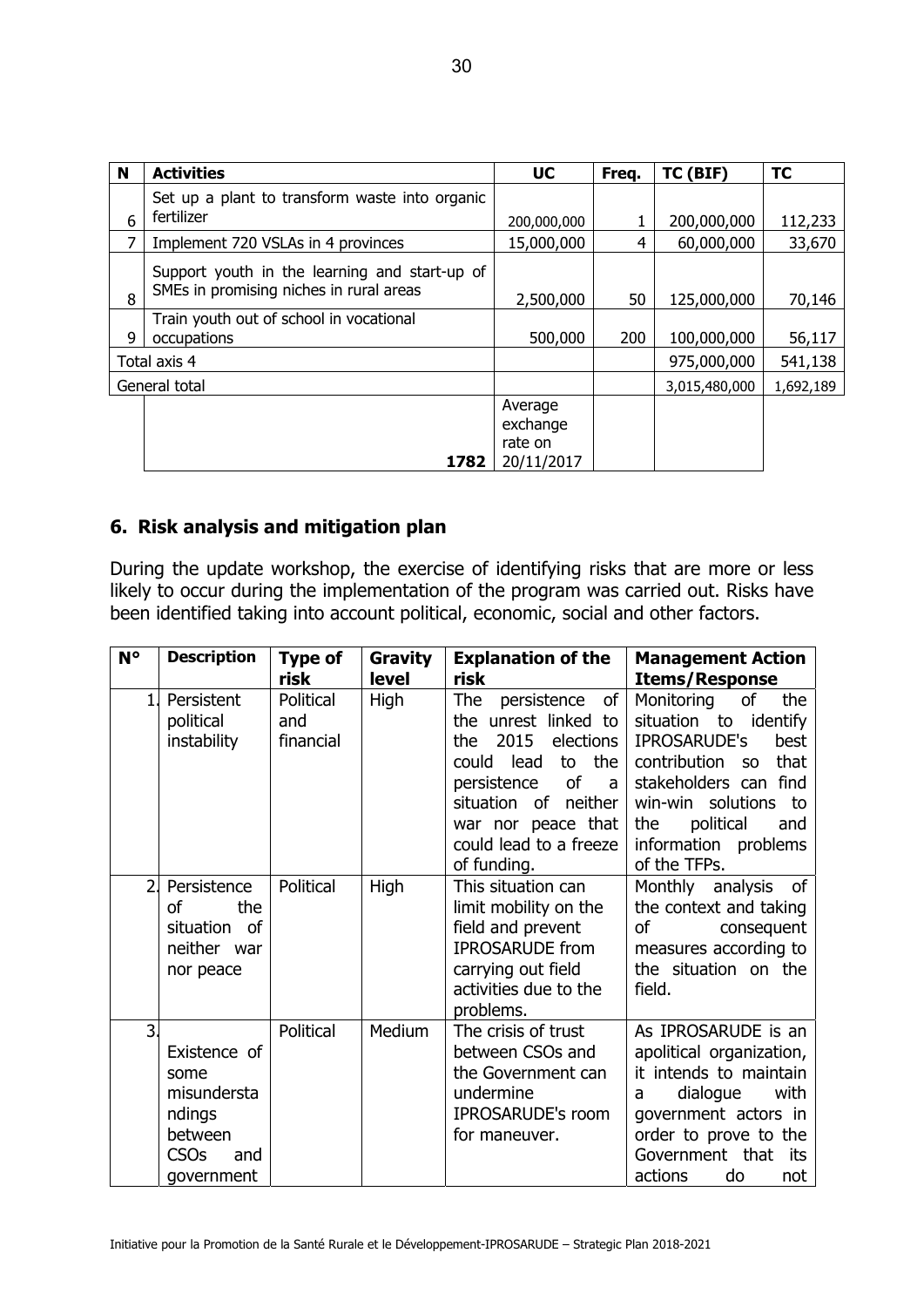| N | Activities | UC | Freq. | TC (BIF) | TC |
|---|---|---|---|---|---|
| 6 | Set up a plant to transform waste into organic fertilizer | 200,000,000 | 1 | 200,000,000 | 112,233 |
| 7 | Implement 720 VSLAs in 4 provinces | 15,000,000 | 4 | 60,000,000 | 33,670 |
| 8 | Support youth in the learning and start-up of SMEs in promising niches in rural areas | 2,500,000 | 50 | 125,000,000 | 70,146 |
| 9 | Train youth out of school in vocational occupations | 500,000 | 200 | 100,000,000 | 56,117 |
| Total axis 4 | | | | 975,000,000 | 541,138 |
| General total | | | | 3,015,480,000 | 1,692,189 |
| | **1782** | Average exchange rate on 20/11/2017 | | | |

## 6. Risk analysis and mitigation plan

During the update workshop, the exercise of identifying risks that are more or less likely to occur during the implementation of the program was carried out. Risks have been identified taking into account political, economic, social and other factors.

| N° | Description | Type of risk | Gravity level | Explanation of the risk | Management Action Items/Response |
|---|---|---|---|---|---|
| 1. | Persistent political instability | Political and financial | High | The persistence of the unrest linked to the 2015 elections could lead to the persistence of a situation of neither war nor peace that could lead to a freeze of funding. | Monitoring of the situation to identify IPROSARUDE's best contribution so that stakeholders can find win-win solutions to the political and information problems of the TFPs. |
| 2. | Persistence of the situation of neither war nor peace | Political | High | This situation can limit mobility on the field and prevent IPROSARUDE from carrying out field activities due to the problems. | Monthly analysis of the context and taking of consequent measures according to the situation on the field. |
| 3. | Existence of some misunderstandings between CSOs and government | Political | Medium | The crisis of trust between CSOs and the Government can undermine IPROSARUDE's room for maneuver. | As IPROSARUDE is an apolitical organization, it intends to maintain a dialogue with government actors in order to prove to the Government that its actions do not |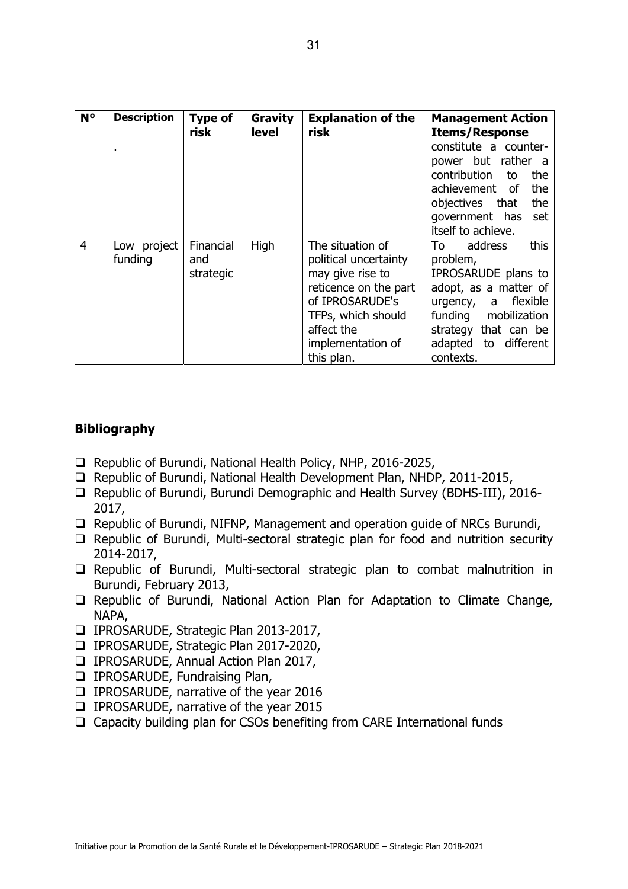| N° | Description | Type of risk | Gravity level | Explanation of the risk | Management Action Items/Response |
|---|---|---|---|---|---|
| | . | | | | constitute a counter-power but rather a contribution to the achievement of the objectives that the government has set itself to achieve. |
| 4 | Low project funding | Financial and strategic | High | The situation of political uncertainty may give rise to reticence on the part of IPROSARUDE's TFPs, which should affect the implementation of this plan. | To address this problem, IPROSARUDE plans to adopt, as a matter of urgency, a flexible funding mobilization strategy that can be adapted to different contexts. |

## Bibliography

- Republic of Burundi, National Health Policy, NHP, 2016-2025,
- Republic of Burundi, National Health Development Plan, NHDP, 2011-2015,
- Republic of Burundi, Burundi Demographic and Health Survey (BDHS-III), 2016-2017,
- Republic of Burundi, NIFNP, Management and operation guide of NRCs Burundi,
- Republic of Burundi, Multi-sectoral strategic plan for food and nutrition security 2014-2017,
- Republic of Burundi, Multi-sectoral strategic plan to combat malnutrition in Burundi, February 2013,
- Republic of Burundi, National Action Plan for Adaptation to Climate Change, NAPA,
- IPROSARUDE, Strategic Plan 2013-2017,
- IPROSARUDE, Strategic Plan 2017-2020,
- IPROSARUDE, Annual Action Plan 2017,
- IPROSARUDE, Fundraising Plan,
- IPROSARUDE, narrative of the year 2016
- IPROSARUDE, narrative of the year 2015
- Capacity building plan for CSOs benefiting from CARE International funds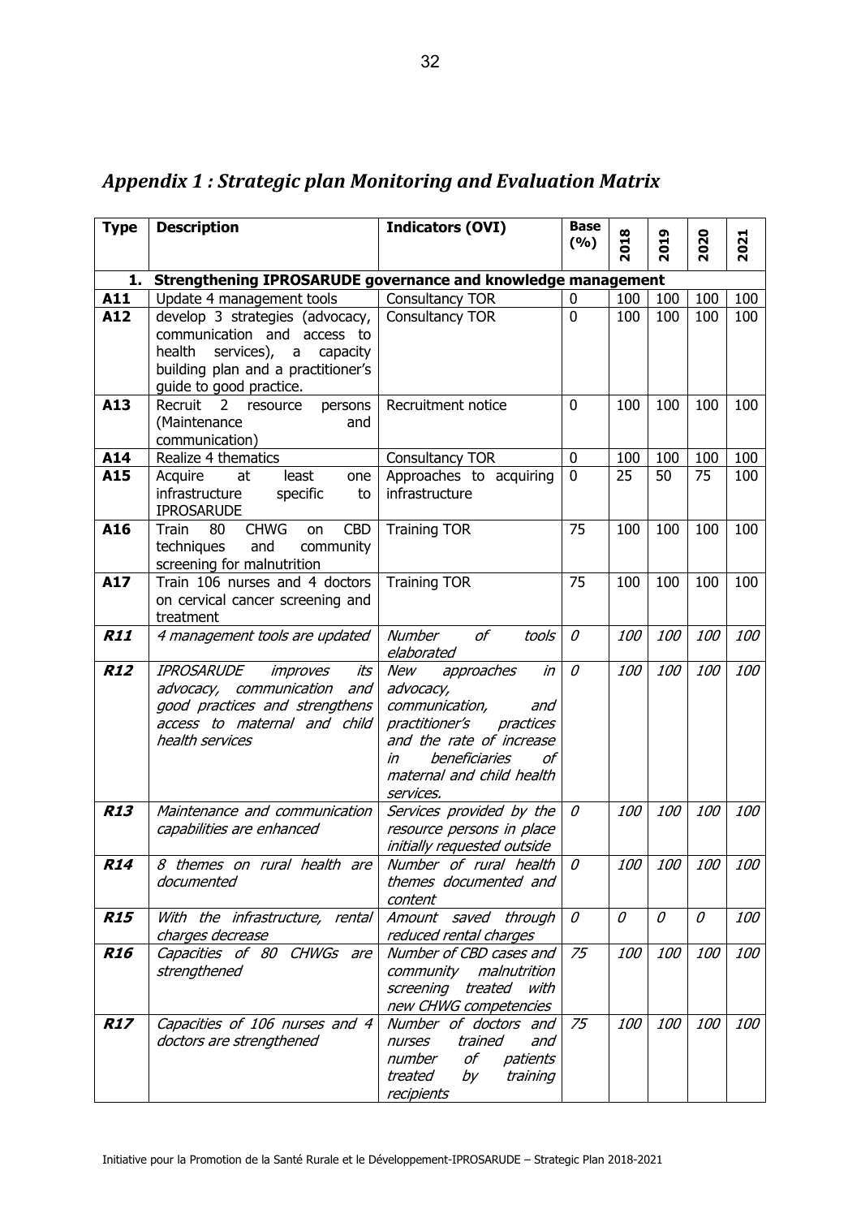## *Appendix 1 : Strategic plan Monitoring and Evaluation Matrix*

| Type | Description | Indicators (OVI) | Base (%) | 2018 | 2019 | 2020 | 2021 |
|---|---|---|---|---|---|---|---|
| **1. Strengthening IPROSARUDE governance and knowledge management** | | | | | | | |
| **A11** | Update 4 management tools | Consultancy TOR | 0 | 100 | 100 | 100 | 100 |
| **A12** | develop 3 strategies (advocacy, communication and access to health services), a capacity building plan and a practitioner's guide to good practice. | Consultancy TOR | 0 | 100 | 100 | 100 | 100 |
| **A13** | Recruit 2 resource persons (Maintenance and communication) | Recruitment notice | 0 | 100 | 100 | 100 | 100 |
| **A14** | Realize 4 thematics | Consultancy TOR | 0 | 100 | 100 | 100 | 100 |
| **A15** | Acquire at least one infrastructure specific to IPROSARUDE | Approaches to acquiring infrastructure | 0 | 25 | 50 | 75 | 100 |
| **A16** | Train 80 CHWG on CBD techniques and community screening for malnutrition | Training TOR | 75 | 100 | 100 | 100 | 100 |
| **A17** | Train 106 nurses and 4 doctors on cervical cancer screening and treatment | Training TOR | 75 | 100 | 100 | 100 | 100 |
| ***R11*** | *4 management tools are updated* | *Number of tools elaborated* | *0* | *100* | *100* | *100* | *100* |
| ***R12*** | *IPROSARUDE improves its advocacy, communication and good practices and strengthens access to maternal and child health services* | *New approaches in advocacy, communication, and practitioner's practices and the rate of increase in beneficiaries of maternal and child health services.* | *0* | *100* | *100* | *100* | *100* |
| ***R13*** | *Maintenance and communication capabilities are enhanced* | *Services provided by the resource persons in place initially requested outside* | *0* | *100* | *100* | *100* | *100* |
| ***R14*** | *8 themes on rural health are documented* | *Number of rural health themes documented and content* | *0* | *100* | *100* | *100* | *100* |
| ***R15*** | *With the infrastructure, rental charges decrease* | *Amount saved through reduced rental charges* | *0* | *0* | *0* | *0* | *100* |
| ***R16*** | *Capacities of 80 CHWGs are strengthened* | *Number of CBD cases and community malnutrition screening treated with new CHWG competencies* | *75* | *100* | *100* | *100* | *100* |
| ***R17*** | *Capacities of 106 nurses and 4 doctors are strengthened* | *Number of doctors and nurses trained and number of patients treated by training recipients* | *75* | *100* | *100* | *100* | *100* |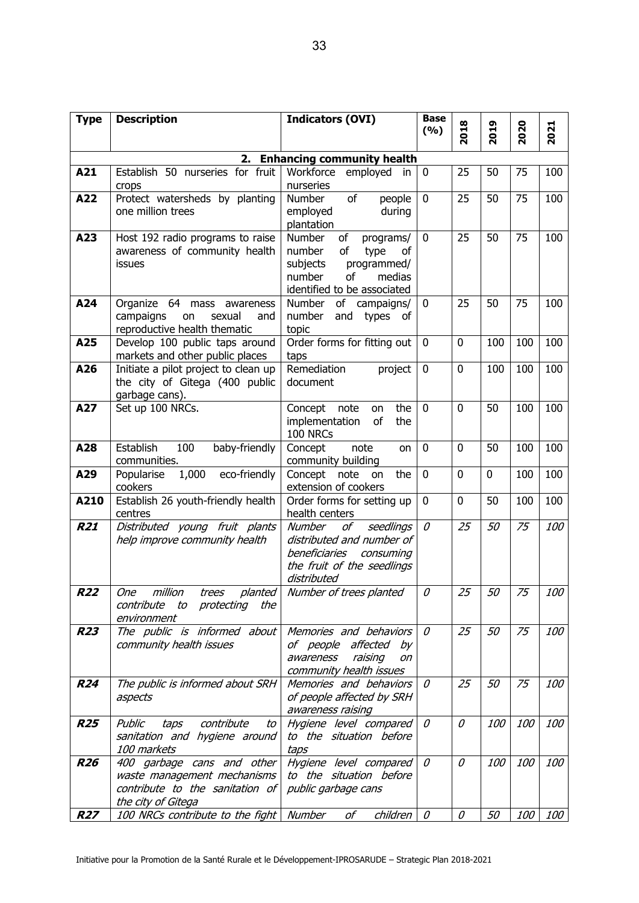| Type | Description | Indicators (OVI) | Base (%) | 2018 | 2019 | 2020 | 2021 |
|---|---|---|---|---|---|---|---|
| **2. Enhancing community health** | | | | | | | |
| **A21** | Establish 50 nurseries for fruit crops | Workforce employed in nurseries | 0 | 25 | 50 | 75 | 100 |
| **A22** | Protect watersheds by planting one million trees | Number of people employed during plantation | 0 | 25 | 50 | 75 | 100 |
| **A23** | Host 192 radio programs to raise awareness of community health issues | Number of programs/ number of type of subjects programmed/ number of medias identified to be associated | 0 | 25 | 50 | 75 | 100 |
| **A24** | Organize 64 mass awareness campaigns on sexual and reproductive health thematic | Number of campaigns/ number and types of topic | 0 | 25 | 50 | 75 | 100 |
| **A25** | Develop 100 public taps around markets and other public places | Order forms for fitting out taps | 0 | 0 | 100 | 100 | 100 |
| **A26** | Initiate a pilot project to clean up the city of Gitega (400 public garbage cans). | Remediation project document | 0 | 0 | 100 | 100 | 100 |
| **A27** | Set up 100 NRCs. | Concept note on the implementation of the 100 NRCs | 0 | 0 | 50 | 100 | 100 |
| **A28** | Establish 100 baby-friendly communities. | Concept note on community building | 0 | 0 | 50 | 100 | 100 |
| **A29** | Popularise 1,000 eco-friendly cookers | Concept note on the extension of cookers | 0 | 0 | 0 | 100 | 100 |
| **A210** | Establish 26 youth-friendly health centres | Order forms for setting up health centers | 0 | 0 | 50 | 100 | 100 |
| ***R21*** | *Distributed young fruit plants help improve community health* | *Number of seedlings distributed and number of beneficiaries consuming the fruit of the seedlings distributed* | *0* | *25* | *50* | *75* | *100* |
| ***R22*** | *One million trees planted contribute to protecting the environment* | *Number of trees planted* | *0* | *25* | *50* | *75* | *100* |
| ***R23*** | *The public is informed about community health issues* | *Memories and behaviors of people affected by awareness raising on community health issues* | *0* | *25* | *50* | *75* | *100* |
| ***R24*** | *The public is informed about SRH aspects* | *Memories and behaviors of people affected by SRH awareness raising* | *0* | *25* | *50* | *75* | *100* |
| ***R25*** | *Public taps contribute to sanitation and hygiene around 100 markets* | *Hygiene level compared to the situation before taps* | *0* | *0* | *100* | *100* | *100* |
| ***R26*** | *400 garbage cans and other waste management mechanisms contribute to the sanitation of the city of Gitega* | *Hygiene level compared to the situation before public garbage cans* | *0* | *0* | *100* | *100* | *100* |
| ***R27*** | *100 NRCs contribute to the fight* | *Number of children* | *0* | *0* | *50* | *100* | *100* |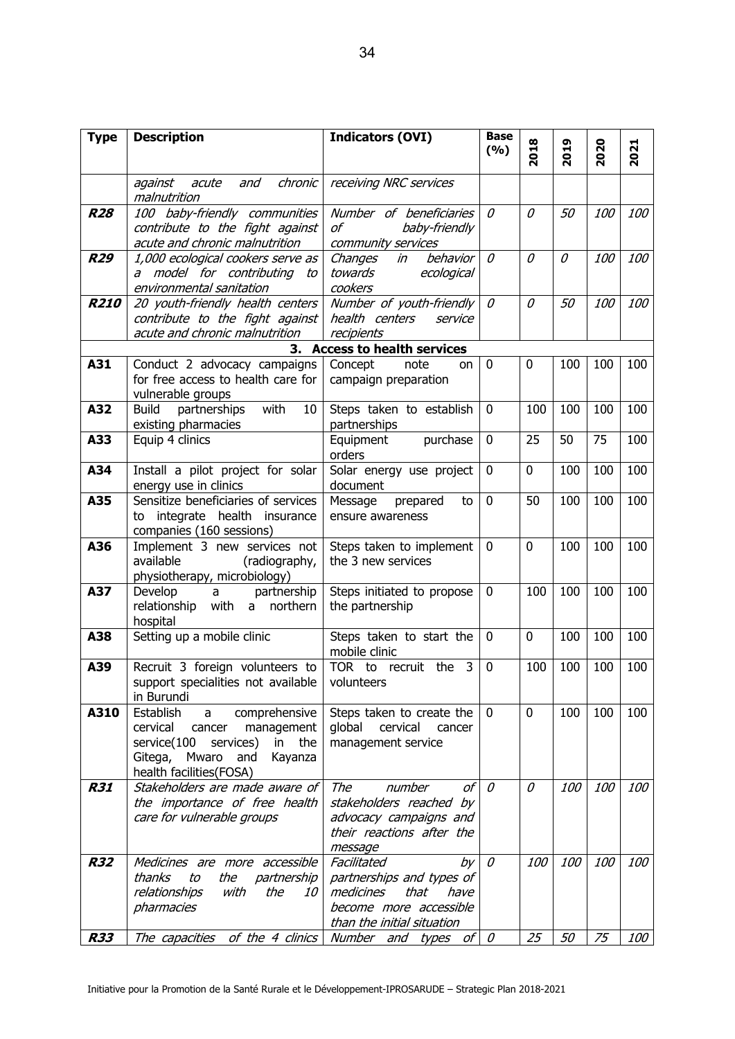| Type | Description | Indicators (OVI) | Base (%) | 2018 | 2019 | 2020 | 2021 |
|---|---|---|---|---|---|---|---|
| | *against acute and chronic malnutrition* | *receiving NRC services* | | | | | |
| ***R28*** | *100 baby-friendly communities contribute to the fight against acute and chronic malnutrition* | *Number of beneficiaries of baby-friendly community services* | *0* | *0* | *50* | *100* | *100* |
| ***R29*** | *1,000 ecological cookers serve as a model for contributing to environmental sanitation* | *Changes in behavior towards ecological cookers* | *0* | *0* | *0* | *100* | *100* |
| ***R210*** | *20 youth-friendly health centers contribute to the fight against acute and chronic malnutrition* | *Number of youth-friendly health centers service recipients* | *0* | *0* | *50* | *100* | *100* |
| | | **3. Access to health services** | | | | | |
| **A31** | Conduct 2 advocacy campaigns for free access to health care for vulnerable groups | Concept note on campaign preparation | 0 | 0 | 100 | 100 | 100 |
| **A32** | Build partnerships with 10 existing pharmacies | Steps taken to establish partnerships | 0 | 100 | 100 | 100 | 100 |
| **A33** | Equip 4 clinics | Equipment purchase orders | 0 | 25 | 50 | 75 | 100 |
| **A34** | Install a pilot project for solar energy use in clinics | Solar energy use project document | 0 | 0 | 100 | 100 | 100 |
| **A35** | Sensitize beneficiaries of services to integrate health insurance companies (160 sessions) | Message prepared to ensure awareness | 0 | 50 | 100 | 100 | 100 |
| **A36** | Implement 3 new services not available (radiography, physiotherapy, microbiology) | Steps taken to implement the 3 new services | 0 | 0 | 100 | 100 | 100 |
| **A37** | Develop a partnership relationship with a northern hospital | Steps initiated to propose the partnership | 0 | 100 | 100 | 100 | 100 |
| **A38** | Setting up a mobile clinic | Steps taken to start the mobile clinic | 0 | 0 | 100 | 100 | 100 |
| **A39** | Recruit 3 foreign volunteers to support specialities not available in Burundi | TOR to recruit the 3 volunteers | 0 | 100 | 100 | 100 | 100 |
| **A310** | Establish a comprehensive cervical cancer management service(100 services) in the Gitega, Mwaro and Kayanza health facilities(FOSA) | Steps taken to create the global cervical cancer management service | 0 | 0 | 100 | 100 | 100 |
| ***R31*** | *Stakeholders are made aware of the importance of free health care for vulnerable groups* | *The number of stakeholders reached by advocacy campaigns and their reactions after the message* | *0* | *0* | *100* | *100* | *100* |
| ***R32*** | *Medicines are more accessible thanks to the partnership relationships with the 10 pharmacies* | *Facilitated by partnerships and types of medicines that have become more accessible than the initial situation* | *0* | *100* | *100* | *100* | *100* |
| ***R33*** | *The capacities of the 4 clinics* | *Number and types of* | *0* | *25* | *50* | *75* | *100* |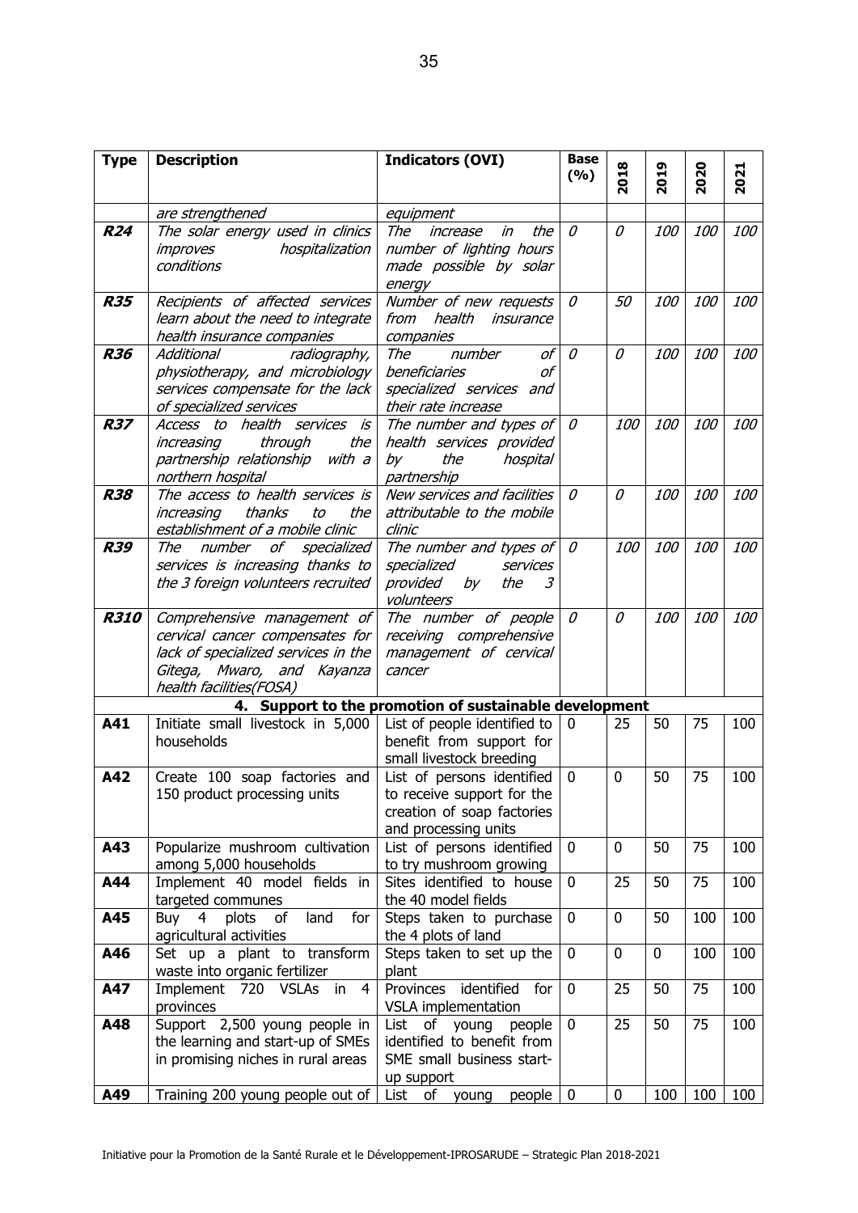| Type | Description | Indicators (OVI) | Base (%) | 2018 | 2019 | 2020 | 2021 |
|---|---|---|---|---|---|---|---|
| | *are strengthened* | *equipment* | | | | | |
| ***R24*** | *The solar energy used in clinics improves hospitalization conditions* | *The increase in the number of lighting hours made possible by solar energy* | *0* | *0* | *100* | *100* | *100* |
| ***R35*** | *Recipients of affected services learn about the need to integrate health insurance companies* | *Number of new requests from health insurance companies* | *0* | *50* | *100* | *100* | *100* |
| ***R36*** | *Additional radiography, physiotherapy, and microbiology services compensate for the lack of specialized services* | *The number of beneficiaries of specialized services and their rate increase* | *0* | *0* | *100* | *100* | *100* |
| ***R37*** | *Access to health services is increasing through the partnership relationship with a northern hospital* | *The number and types of health services provided by the hospital partnership* | *0* | *100* | *100* | *100* | *100* |
| ***R38*** | *The access to health services is increasing thanks to the establishment of a mobile clinic* | *New services and facilities attributable to the mobile clinic* | *0* | *0* | *100* | *100* | *100* |
| ***R39*** | *The number of specialized services is increasing thanks to the 3 foreign volunteers recruited* | *The number and types of specialized services provided by the 3 volunteers* | *0* | *100* | *100* | *100* | *100* |
| ***R310*** | *Comprehensive management of cervical cancer compensates for lack of specialized services in the Gitega, Mwaro, and Kayanza health facilities(FOSA)* | *The number of people receiving comprehensive management of cervical cancer* | *0* | *0* | *100* | *100* | *100* |
| | **4. Support to the promotion of sustainable development** | | | | | | |
| **A41** | Initiate small livestock in 5,000 households | List of people identified to benefit from support for small livestock breeding | 0 | 25 | 50 | 75 | 100 |
| **A42** | Create 100 soap factories and 150 product processing units | List of persons identified to receive support for the creation of soap factories and processing units | 0 | 0 | 50 | 75 | 100 |
| **A43** | Popularize mushroom cultivation among 5,000 households | List of persons identified to try mushroom growing | 0 | 0 | 50 | 75 | 100 |
| **A44** | Implement 40 model fields in targeted communes | Sites identified to house the 40 model fields | 0 | 25 | 50 | 75 | 100 |
| **A45** | Buy 4 plots of land for agricultural activities | Steps taken to purchase the 4 plots of land | 0 | 0 | 50 | 100 | 100 |
| **A46** | Set up a plant to transform waste into organic fertilizer | Steps taken to set up the plant | 0 | 0 | 0 | 100 | 100 |
| **A47** | Implement 720 VSLAs in 4 provinces | Provinces identified for VSLA implementation | 0 | 25 | 50 | 75 | 100 |
| **A48** | Support 2,500 young people in the learning and start-up of SMEs in promising niches in rural areas | List of young people identified to benefit from SME small business start-up support | 0 | 25 | 50 | 75 | 100 |
| **A49** | Training 200 young people out of | List of young people | 0 | 0 | 100 | 100 | 100 |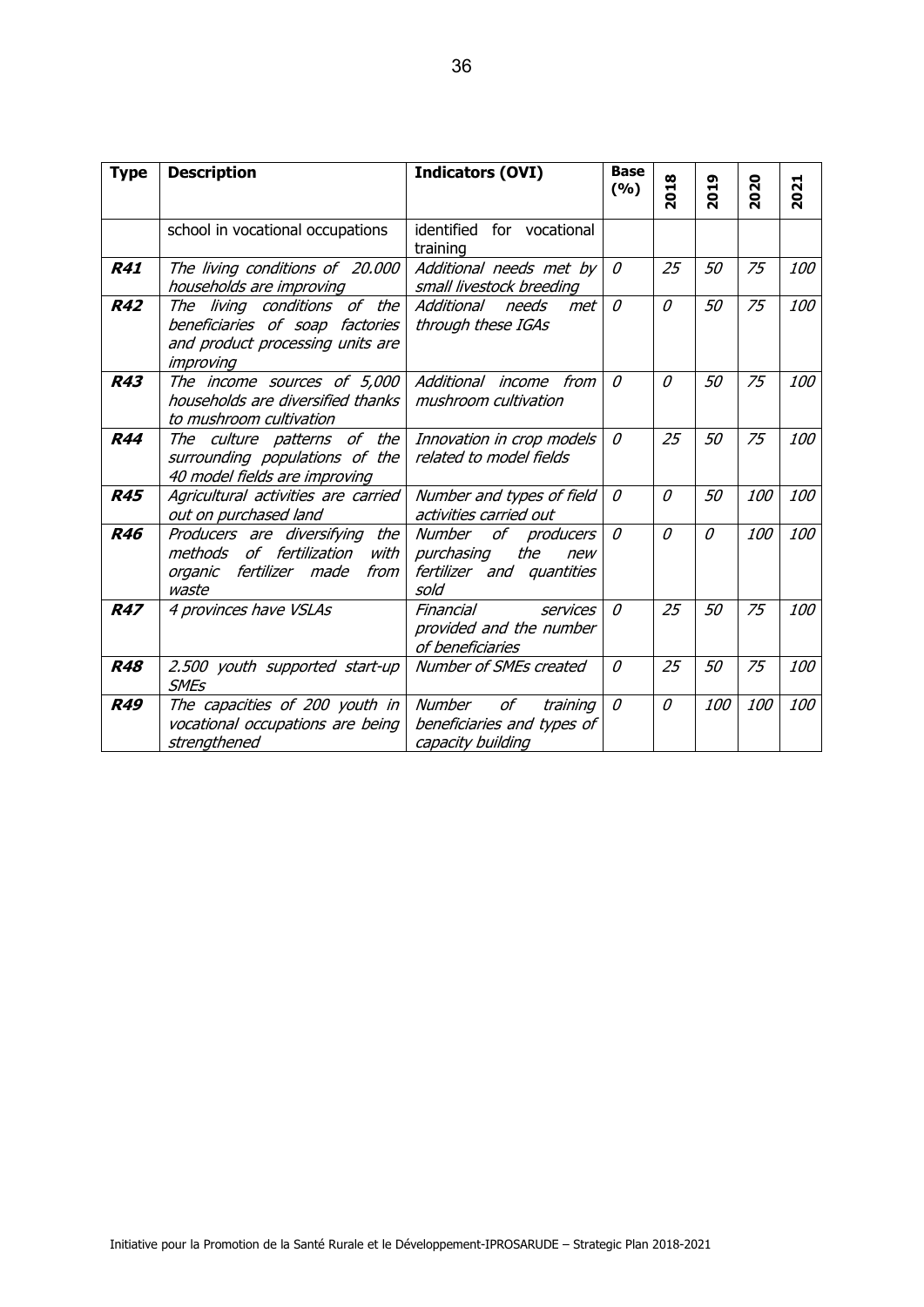| Type | Description | Indicators (OVI) | Base (%) | 2018 | 2019 | 2020 | 2021 |
|---|---|---|---|---|---|---|---|
| | school in vocational occupations | identified for vocational training | | | | | |
| ***R41*** | *The living conditions of 20.000 households are improving* | *Additional needs met by small livestock breeding* | *0* | *25* | *50* | *75* | *100* |
| ***R42*** | *The living conditions of the beneficiaries of soap factories and product processing units are improving* | *Additional needs met through these IGAs* | *0* | *0* | *50* | *75* | *100* |
| ***R43*** | *The income sources of 5,000 households are diversified thanks to mushroom cultivation* | *Additional income from mushroom cultivation* | *0* | *0* | *50* | *75* | *100* |
| ***R44*** | *The culture patterns of the surrounding populations of the 40 model fields are improving* | *Innovation in crop models related to model fields* | *0* | *25* | *50* | *75* | *100* |
| ***R45*** | *Agricultural activities are carried out on purchased land* | *Number and types of field activities carried out* | *0* | *0* | *50* | *100* | *100* |
| ***R46*** | *Producers are diversifying the methods of fertilization with organic fertilizer made from waste* | *Number of producers purchasing the new fertilizer and quantities sold* | *0* | *0* | *0* | *100* | *100* |
| ***R47*** | *4 provinces have VSLAs* | *Financial services provided and the number of beneficiaries* | *0* | *25* | *50* | *75* | *100* |
| ***R48*** | *2.500 youth supported start-up SMEs* | *Number of SMEs created* | *0* | *25* | *50* | *75* | *100* |
| ***R49*** | *The capacities of 200 youth in vocational occupations are being strengthened* | *Number of training beneficiaries and types of capacity building* | *0* | *0* | *100* | *100* | *100* |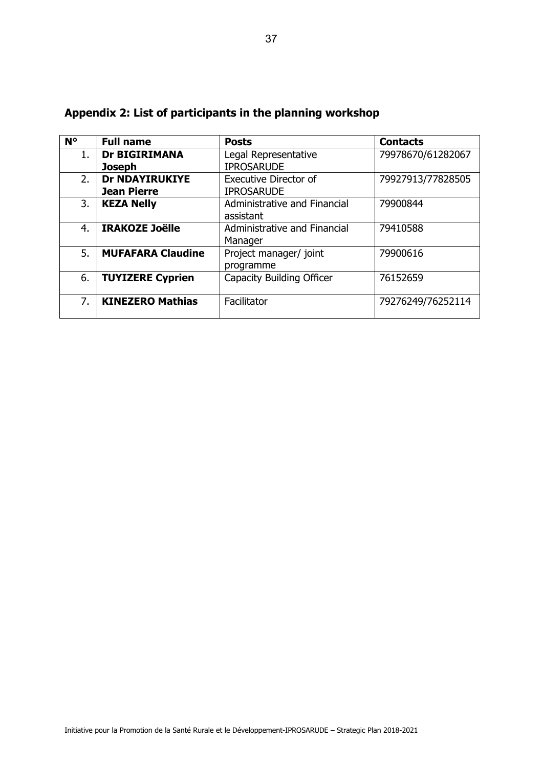## Appendix 2: List of participants in the planning workshop

| N° | Full name | Posts | Contacts |
|---|---|---|---|
| 1. | **Dr BIGIRIMANA Joseph** | Legal Representative IPROSARUDE | 79978670/61282067 |
| 2. | **Dr NDAYIRUKIYE Jean Pierre** | Executive Director of IPROSARUDE | 79927913/77828505 |
| 3. | **KEZA Nelly** | Administrative and Financial assistant | 79900844 |
| 4. | **IRAKOZE Joëlle** | Administrative and Financial Manager | 79410588 |
| 5. | **MUFAFARA Claudine** | Project manager/ joint programme | 79900616 |
| 6. | **TUYIZERE Cyprien** | Capacity Building Officer | 76152659 |
| 7. | **KINEZERO Mathias** | Facilitator | 79276249/76252114 |